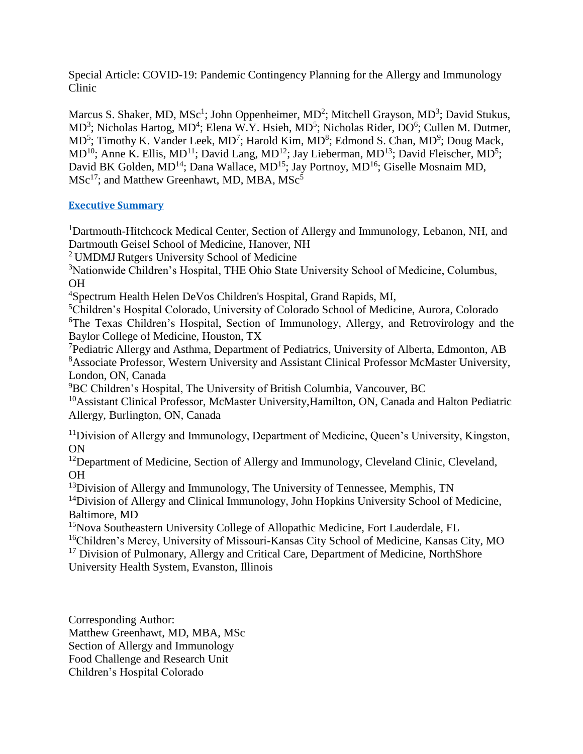Special Article: COVID-19: Pandemic Contingency Planning for the Allergy and Immunology Clinic

Marcus S. Shaker, MD, MSc[1]; John Oppenheimer, MD[2]; Mitchell Grayson, MD[3]; David Stukus, MD[3]; Nicholas Hartog, MD[4]; Elena W.Y. Hsieh, MD[5]; Nicholas Rider, DO[6]; Cullen M. Dutmer, MD[5]; Timothy K. Vander Leek, MD[7]; Harold Kim, MD[8]; Edmond S. Chan, MD[9]; Doug Mack, MD[10]; Anne K. Ellis, MD[11]; David Lang, MD[12]; Jay Lieberman, MD[13]; David Fleischer, MD[5]; David BK Golden, MD[14]; Dana Wallace, MD[15]; Jay Portnoy, MD[16]; Giselle Mosnaim MD, MSc[17]; and Matthew Greenhawt, MD, MBA, MSc[5]

**Executive Summary**

[1]Dartmouth-Hitchcock Medical Center, Section of Allergy and Immunology, Lebanon, NH, and Dartmouth Geisel School of Medicine, Hanover, NH

[2] UMDMJ Rutgers University School of Medicine

[3]Nationwide Children's Hospital, THE Ohio State University School of Medicine, Columbus, OH

[4]Spectrum Health Helen DeVos Children's Hospital, Grand Rapids, MI,

[5]Children's Hospital Colorado, University of Colorado School of Medicine, Aurora, Colorado

[6]The Texas Children's Hospital, Section of Immunology, Allergy, and Retrovirology and the Baylor College of Medicine, Houston, TX

[7]Pediatric Allergy and Asthma, Department of Pediatrics, University of Alberta, Edmonton, AB

[8]Associate Professor, Western University and Assistant Clinical Professor McMaster University, London, ON, Canada

[9]BC Children's Hospital, The University of British Columbia, Vancouver, BC

[10]Assistant Clinical Professor, McMaster University,Hamilton, ON, Canada and Halton Pediatric Allergy, Burlington, ON, Canada

[11]Division of Allergy and Immunology, Department of Medicine, Queen's University, Kingston, ON

[12]Department of Medicine, Section of Allergy and Immunology, Cleveland Clinic, Cleveland, OH

[13]Division of Allergy and Immunology, The University of Tennessee, Memphis, TN

[14]Division of Allergy and Clinical Immunology, John Hopkins University School of Medicine, Baltimore, MD

[15]Nova Southeastern University College of Allopathic Medicine, Fort Lauderdale, FL

[16]Children's Mercy, University of Missouri-Kansas City School of Medicine, Kansas City, MO

[17] Division of Pulmonary, Allergy and Critical Care, Department of Medicine, NorthShore University Health System, Evanston, Illinois

Corresponding Author:
Matthew Greenhawt, MD, MBA, MSc
Section of Allergy and Immunology
Food Challenge and Research Unit
Children's Hospital Colorado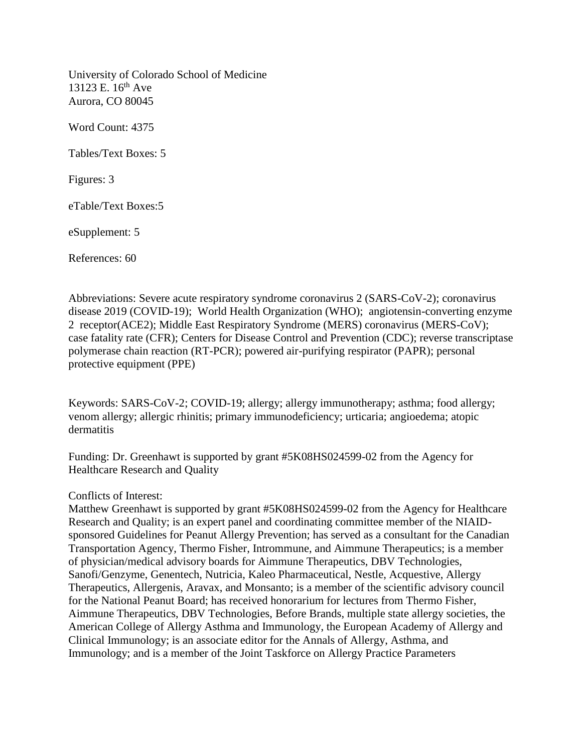University of Colorado School of Medicine
13123 E. 16th Ave
Aurora, CO 80045

Word Count: 4375

Tables/Text Boxes: 5

Figures: 3

eTable/Text Boxes:5

eSupplement: 5

References: 60

Abbreviations: Severe acute respiratory syndrome coronavirus 2 (SARS-CoV-2); coronavirus disease 2019 (COVID-19); World Health Organization (WHO); angiotensin-converting enzyme 2 receptor(ACE2); Middle East Respiratory Syndrome (MERS) coronavirus (MERS-CoV); case fatality rate (CFR); Centers for Disease Control and Prevention (CDC); reverse transcriptase polymerase chain reaction (RT-PCR); powered air-purifying respirator (PAPR); personal protective equipment (PPE)

Keywords: SARS-CoV-2; COVID-19; allergy; allergy immunotherapy; asthma; food allergy; venom allergy; allergic rhinitis; primary immunodeficiency; urticaria; angioedema; atopic dermatitis

Funding: Dr. Greenhawt is supported by grant #5K08HS024599-02 from the Agency for Healthcare Research and Quality

Conflicts of Interest:
Matthew Greenhawt is supported by grant #5K08HS024599-02 from the Agency for Healthcare Research and Quality; is an expert panel and coordinating committee member of the NIAID-sponsored Guidelines for Peanut Allergy Prevention; has served as a consultant for the Canadian Transportation Agency, Thermo Fisher, Intrommune, and Aimmune Therapeutics; is a member of physician/medical advisory boards for Aimmune Therapeutics, DBV Technologies, Sanofi/Genzyme, Genentech, Nutricia, Kaleo Pharmaceutical, Nestle, Acquestive, Allergy Therapeutics, Allergenis, Aravax, and Monsanto; is a member of the scientific advisory council for the National Peanut Board; has received honorarium for lectures from Thermo Fisher, Aimmune Therapeutics, DBV Technologies, Before Brands, multiple state allergy societies, the American College of Allergy Asthma and Immunology, the European Academy of Allergy and Clinical Immunology; is an associate editor for the Annals of Allergy, Asthma, and Immunology; and is a member of the Joint Taskforce on Allergy Practice Parameters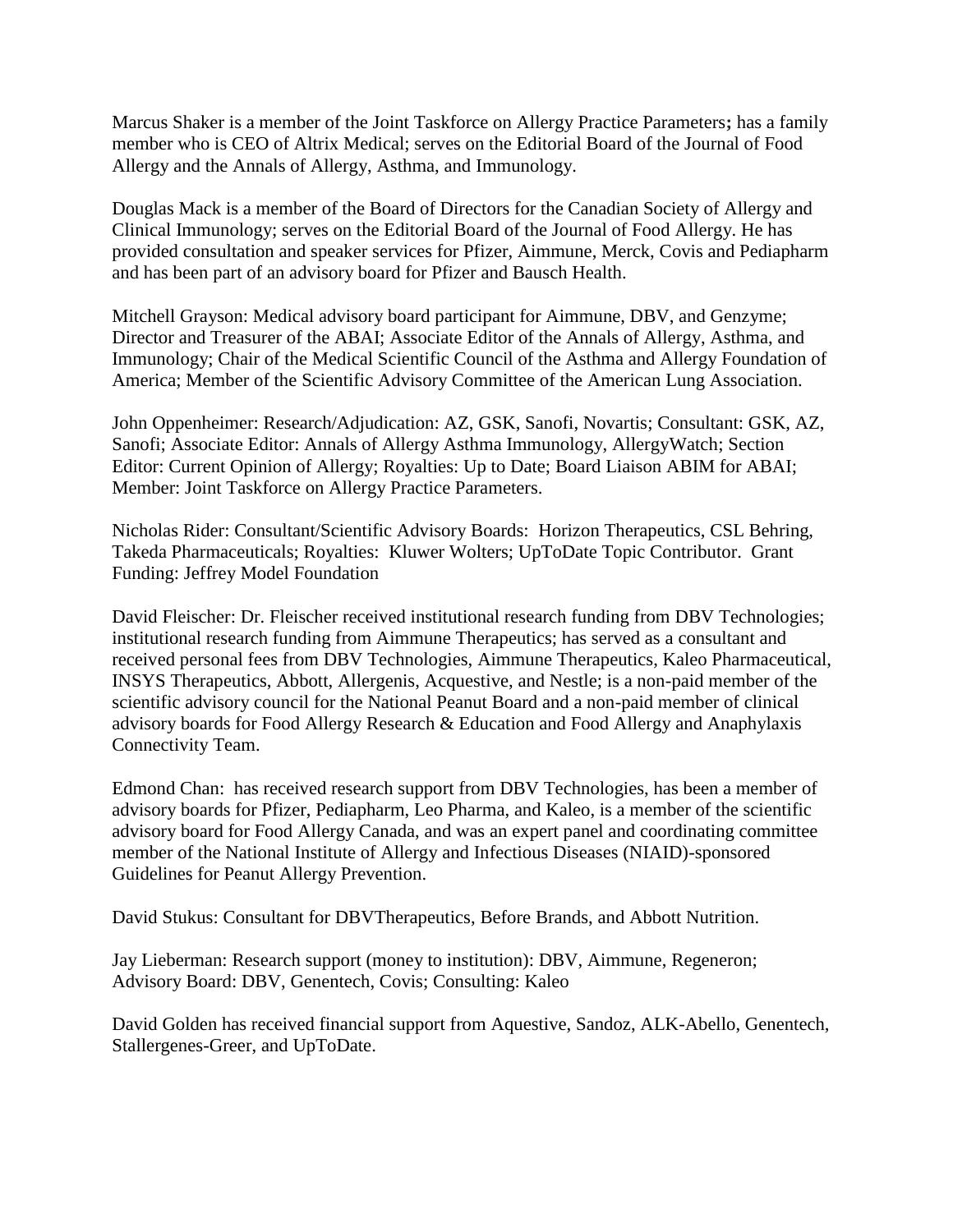Marcus Shaker is a member of the Joint Taskforce on Allergy Practice Parameters**;** has a family member who is CEO of Altrix Medical; serves on the Editorial Board of the Journal of Food Allergy and the Annals of Allergy, Asthma, and Immunology.

Douglas Mack is a member of the Board of Directors for the Canadian Society of Allergy and Clinical Immunology; serves on the Editorial Board of the Journal of Food Allergy. He has provided consultation and speaker services for Pfizer, Aimmune, Merck, Covis and Pediapharm and has been part of an advisory board for Pfizer and Bausch Health.

Mitchell Grayson: Medical advisory board participant for Aimmune, DBV, and Genzyme; Director and Treasurer of the ABAI; Associate Editor of the Annals of Allergy, Asthma, and Immunology; Chair of the Medical Scientific Council of the Asthma and Allergy Foundation of America; Member of the Scientific Advisory Committee of the American Lung Association.

John Oppenheimer: Research/Adjudication: AZ, GSK, Sanofi, Novartis; Consultant: GSK, AZ, Sanofi; Associate Editor: Annals of Allergy Asthma Immunology, AllergyWatch; Section Editor: Current Opinion of Allergy; Royalties: Up to Date; Board Liaison ABIM for ABAI; Member: Joint Taskforce on Allergy Practice Parameters.

Nicholas Rider: Consultant/Scientific Advisory Boards: Horizon Therapeutics, CSL Behring, Takeda Pharmaceuticals; Royalties: Kluwer Wolters; UpToDate Topic Contributor. Grant Funding: Jeffrey Model Foundation

David Fleischer: Dr. Fleischer received institutional research funding from DBV Technologies; institutional research funding from Aimmune Therapeutics; has served as a consultant and received personal fees from DBV Technologies, Aimmune Therapeutics, Kaleo Pharmaceutical, INSYS Therapeutics, Abbott, Allergenis, Acquestive, and Nestle; is a non-paid member of the scientific advisory council for the National Peanut Board and a non-paid member of clinical advisory boards for Food Allergy Research & Education and Food Allergy and Anaphylaxis Connectivity Team.

Edmond Chan: has received research support from DBV Technologies, has been a member of advisory boards for Pfizer, Pediapharm, Leo Pharma, and Kaleo, is a member of the scientific advisory board for Food Allergy Canada, and was an expert panel and coordinating committee member of the National Institute of Allergy and Infectious Diseases (NIAID)-sponsored Guidelines for Peanut Allergy Prevention.

David Stukus: Consultant for DBVTherapeutics, Before Brands, and Abbott Nutrition.

Jay Lieberman: Research support (money to institution): DBV, Aimmune, Regeneron; Advisory Board: DBV, Genentech, Covis; Consulting: Kaleo

David Golden has received financial support from Aquestive, Sandoz, ALK-Abello, Genentech, Stallergenes-Greer, and UpToDate.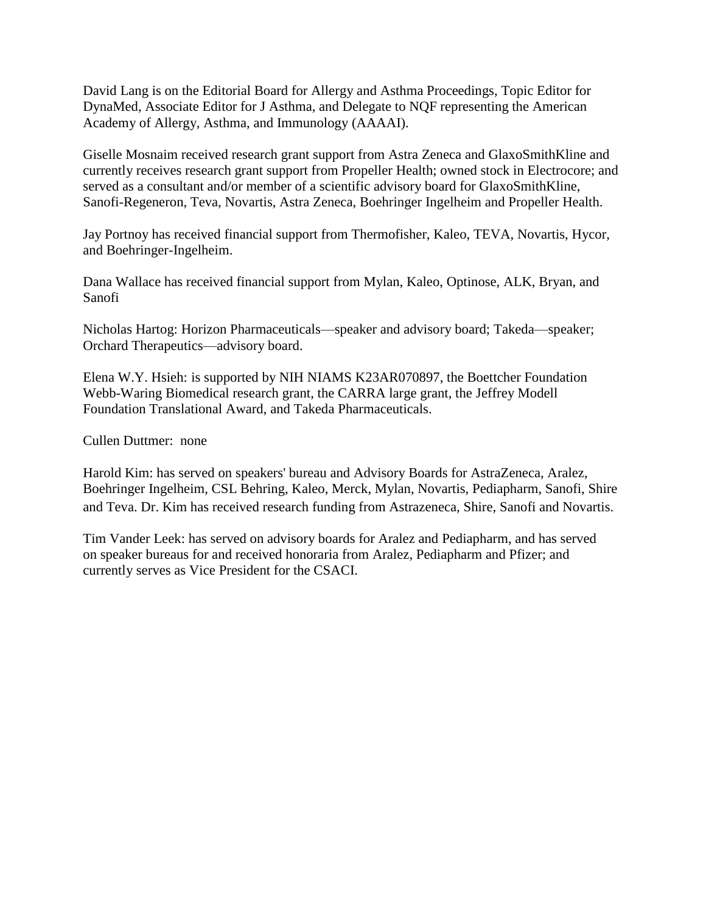David Lang is on the Editorial Board for Allergy and Asthma Proceedings, Topic Editor for DynaMed, Associate Editor for J Asthma, and Delegate to NQF representing the American Academy of Allergy, Asthma, and Immunology (AAAAI).

Giselle Mosnaim received research grant support from Astra Zeneca and GlaxoSmithKline and currently receives research grant support from Propeller Health; owned stock in Electrocore; and served as a consultant and/or member of a scientific advisory board for GlaxoSmithKline, Sanofi-Regeneron, Teva, Novartis, Astra Zeneca, Boehringer Ingelheim and Propeller Health.

Jay Portnoy has received financial support from Thermofisher, Kaleo, TEVA, Novartis, Hycor, and Boehringer-Ingelheim.

Dana Wallace has received financial support from Mylan, Kaleo, Optinose, ALK, Bryan, and Sanofi

Nicholas Hartog: Horizon Pharmaceuticals—speaker and advisory board; Takeda—speaker; Orchard Therapeutics—advisory board.

Elena W.Y. Hsieh: is supported by NIH NIAMS K23AR070897, the Boettcher Foundation Webb-Waring Biomedical research grant, the CARRA large grant, the Jeffrey Modell Foundation Translational Award, and Takeda Pharmaceuticals.

Cullen Duttmer: none

Harold Kim: has served on speakers' bureau and Advisory Boards for AstraZeneca, Aralez, Boehringer Ingelheim, CSL Behring, Kaleo, Merck, Mylan, Novartis, Pediapharm, Sanofi, Shire and Teva. Dr. Kim has received research funding from Astrazeneca, Shire, Sanofi and Novartis.

Tim Vander Leek: has served on advisory boards for Aralez and Pediapharm, and has served on speaker bureaus for and received honoraria from Aralez, Pediapharm and Pfizer; and currently serves as Vice President for the CSACI.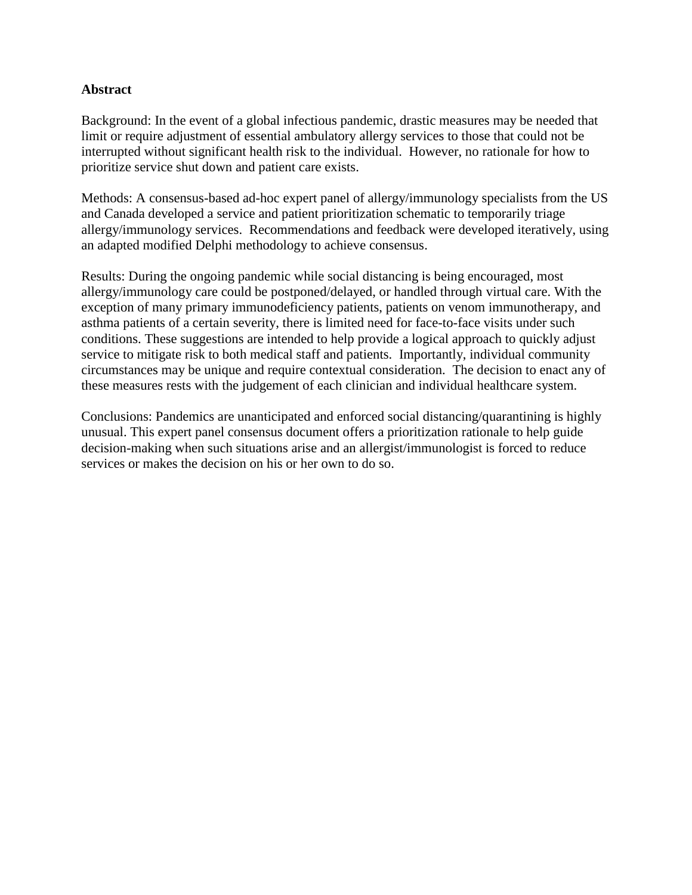**Abstract**

Background: In the event of a global infectious pandemic, drastic measures may be needed that limit or require adjustment of essential ambulatory allergy services to those that could not be interrupted without significant health risk to the individual. However, no rationale for how to prioritize service shut down and patient care exists.

Methods: A consensus-based ad-hoc expert panel of allergy/immunology specialists from the US and Canada developed a service and patient prioritization schematic to temporarily triage allergy/immunology services. Recommendations and feedback were developed iteratively, using an adapted modified Delphi methodology to achieve consensus.

Results: During the ongoing pandemic while social distancing is being encouraged, most allergy/immunology care could be postponed/delayed, or handled through virtual care. With the exception of many primary immunodeficiency patients, patients on venom immunotherapy, and asthma patients of a certain severity, there is limited need for face-to-face visits under such conditions. These suggestions are intended to help provide a logical approach to quickly adjust service to mitigate risk to both medical staff and patients. Importantly, individual community circumstances may be unique and require contextual consideration. The decision to enact any of these measures rests with the judgement of each clinician and individual healthcare system.

Conclusions: Pandemics are unanticipated and enforced social distancing/quarantining is highly unusual. This expert panel consensus document offers a prioritization rationale to help guide decision-making when such situations arise and an allergist/immunologist is forced to reduce services or makes the decision on his or her own to do so.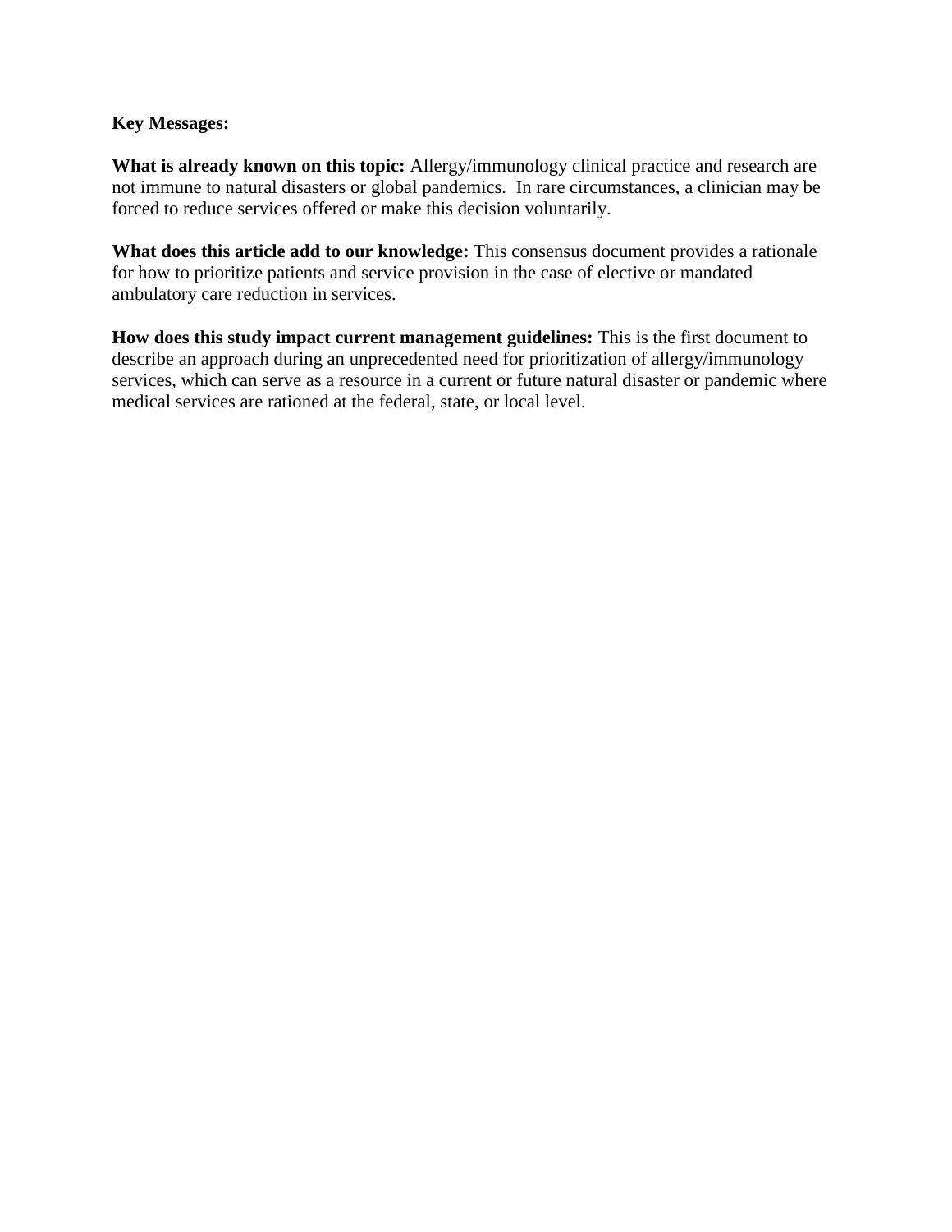**Key Messages:**

**What is already known on this topic:** Allergy/immunology clinical practice and research are not immune to natural disasters or global pandemics. In rare circumstances, a clinician may be forced to reduce services offered or make this decision voluntarily.

**What does this article add to our knowledge:** This consensus document provides a rationale for how to prioritize patients and service provision in the case of elective or mandated ambulatory care reduction in services.

**How does this study impact current management guidelines:** This is the first document to describe an approach during an unprecedented need for prioritization of allergy/immunology services, which can serve as a resource in a current or future natural disaster or pandemic where medical services are rationed at the federal, state, or local level.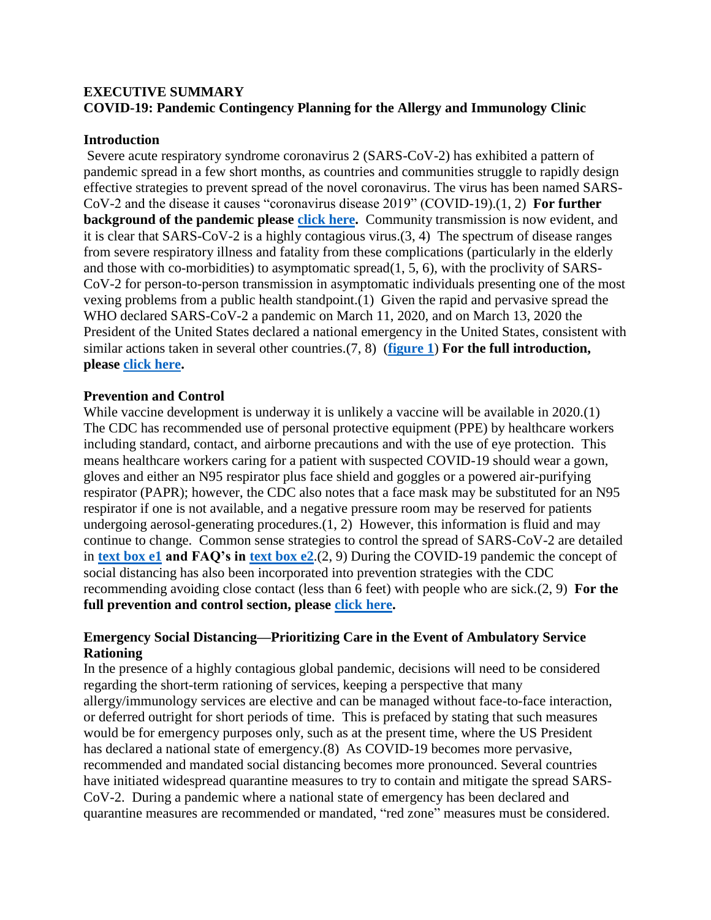**EXECUTIVE SUMMARY**
**COVID-19: Pandemic Contingency Planning for the Allergy and Immunology Clinic**

**Introduction**

Severe acute respiratory syndrome coronavirus 2 (SARS-CoV-2) has exhibited a pattern of pandemic spread in a few short months, as countries and communities struggle to rapidly design effective strategies to prevent spread of the novel coronavirus. The virus has been named SARS-CoV-2 and the disease it causes "coronavirus disease 2019" (COVID-19).(1, 2) **For further background of the pandemic please click here.** Community transmission is now evident, and it is clear that SARS-CoV-2 is a highly contagious virus.(3, 4) The spectrum of disease ranges from severe respiratory illness and fatality from these complications (particularly in the elderly and those with co-morbidities) to asymptomatic spread(1, 5, 6), with the proclivity of SARS-CoV-2 for person-to-person transmission in asymptomatic individuals presenting one of the most vexing problems from a public health standpoint.(1) Given the rapid and pervasive spread the WHO declared SARS-CoV-2 a pandemic on March 11, 2020, and on March 13, 2020 the President of the United States declared a national emergency in the United States, consistent with similar actions taken in several other countries.(7, 8) (**figure 1**) **For the full introduction, please click here.**

**Prevention and Control**

While vaccine development is underway it is unlikely a vaccine will be available in 2020.(1) The CDC has recommended use of personal protective equipment (PPE) by healthcare workers including standard, contact, and airborne precautions and with the use of eye protection. This means healthcare workers caring for a patient with suspected COVID-19 should wear a gown, gloves and either an N95 respirator plus face shield and goggles or a powered air-purifying respirator (PAPR); however, the CDC also notes that a face mask may be substituted for an N95 respirator if one is not available, and a negative pressure room may be reserved for patients undergoing aerosol-generating procedures.(1, 2) However, this information is fluid and may continue to change. Common sense strategies to control the spread of SARS-CoV-2 are detailed in **text box e1 and FAQ's in text box e2**.(2, 9) During the COVID-19 pandemic the concept of social distancing has also been incorporated into prevention strategies with the CDC recommending avoiding close contact (less than 6 feet) with people who are sick.(2, 9) **For the full prevention and control section, please click here.**

**Emergency Social Distancing—Prioritizing Care in the Event of Ambulatory Service Rationing**

In the presence of a highly contagious global pandemic, decisions will need to be considered regarding the short-term rationing of services, keeping a perspective that many allergy/immunology services are elective and can be managed without face-to-face interaction, or deferred outright for short periods of time. This is prefaced by stating that such measures would be for emergency purposes only, such as at the present time, where the US President has declared a national state of emergency.(8) As COVID-19 becomes more pervasive, recommended and mandated social distancing becomes more pronounced. Several countries have initiated widespread quarantine measures to try to contain and mitigate the spread SARS-CoV-2. During a pandemic where a national state of emergency has been declared and quarantine measures are recommended or mandated, "red zone" measures must be considered.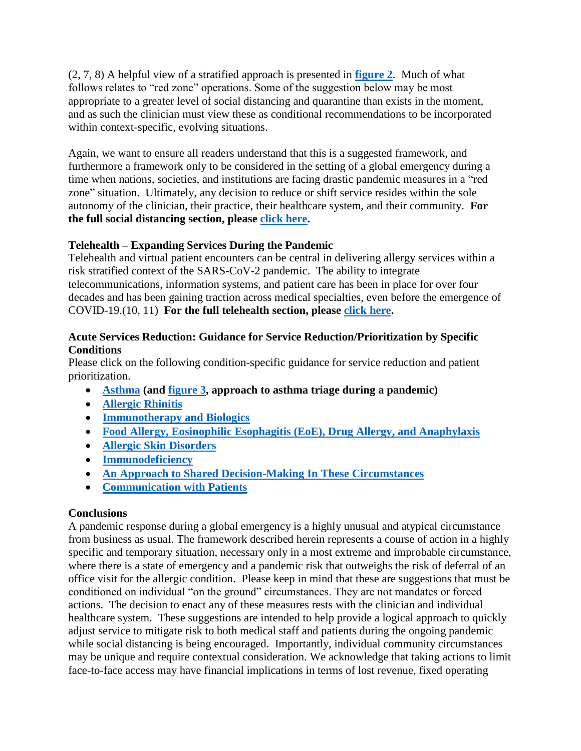(2, 7, 8) A helpful view of a stratified approach is presented in **figure 2**. Much of what follows relates to "red zone" operations. Some of the suggestion below may be most appropriate to a greater level of social distancing and quarantine than exists in the moment, and as such the clinician must view these as conditional recommendations to be incorporated within context-specific, evolving situations.

Again, we want to ensure all readers understand that this is a suggested framework, and furthermore a framework only to be considered in the setting of a global emergency during a time when nations, societies, and institutions are facing drastic pandemic measures in a "red zone" situation. Ultimately, any decision to reduce or shift service resides within the sole autonomy of the clinician, their practice, their healthcare system, and their community. **For the full social distancing section, please click here.**

### Telehealth – Expanding Services During the Pandemic

Telehealth and virtual patient encounters can be central in delivering allergy services within a risk stratified context of the SARS-CoV-2 pandemic. The ability to integrate telecommunications, information systems, and patient care has been in place for over four decades and has been gaining traction across medical specialties, even before the emergence of COVID-19.(10, 11) **For the full telehealth section, please click here.**

### Acute Services Reduction: Guidance for Service Reduction/Prioritization by Specific Conditions

Please click on the following condition-specific guidance for service reduction and patient prioritization.

- **Asthma (and figure 3, approach to asthma triage during a pandemic)**
- **Allergic Rhinitis**
- **Immunotherapy and Biologics**
- **Food Allergy, Eosinophilic Esophagitis (EoE), Drug Allergy, and Anaphylaxis**
- **Allergic Skin Disorders**
- **Immunodeficiency**
- **An Approach to Shared Decision-Making In These Circumstances**
- **Communication with Patients**

### Conclusions

A pandemic response during a global emergency is a highly unusual and atypical circumstance from business as usual. The framework described herein represents a course of action in a highly specific and temporary situation, necessary only in a most extreme and improbable circumstance, where there is a state of emergency and a pandemic risk that outweighs the risk of deferral of an office visit for the allergic condition. Please keep in mind that these are suggestions that must be conditioned on individual "on the ground" circumstances. They are not mandates or forced actions. The decision to enact any of these measures rests with the clinician and individual healthcare system. These suggestions are intended to help provide a logical approach to quickly adjust service to mitigate risk to both medical staff and patients during the ongoing pandemic while social distancing is being encouraged. Importantly, individual community circumstances may be unique and require contextual consideration. We acknowledge that taking actions to limit face-to-face access may have financial implications in terms of lost revenue, fixed operating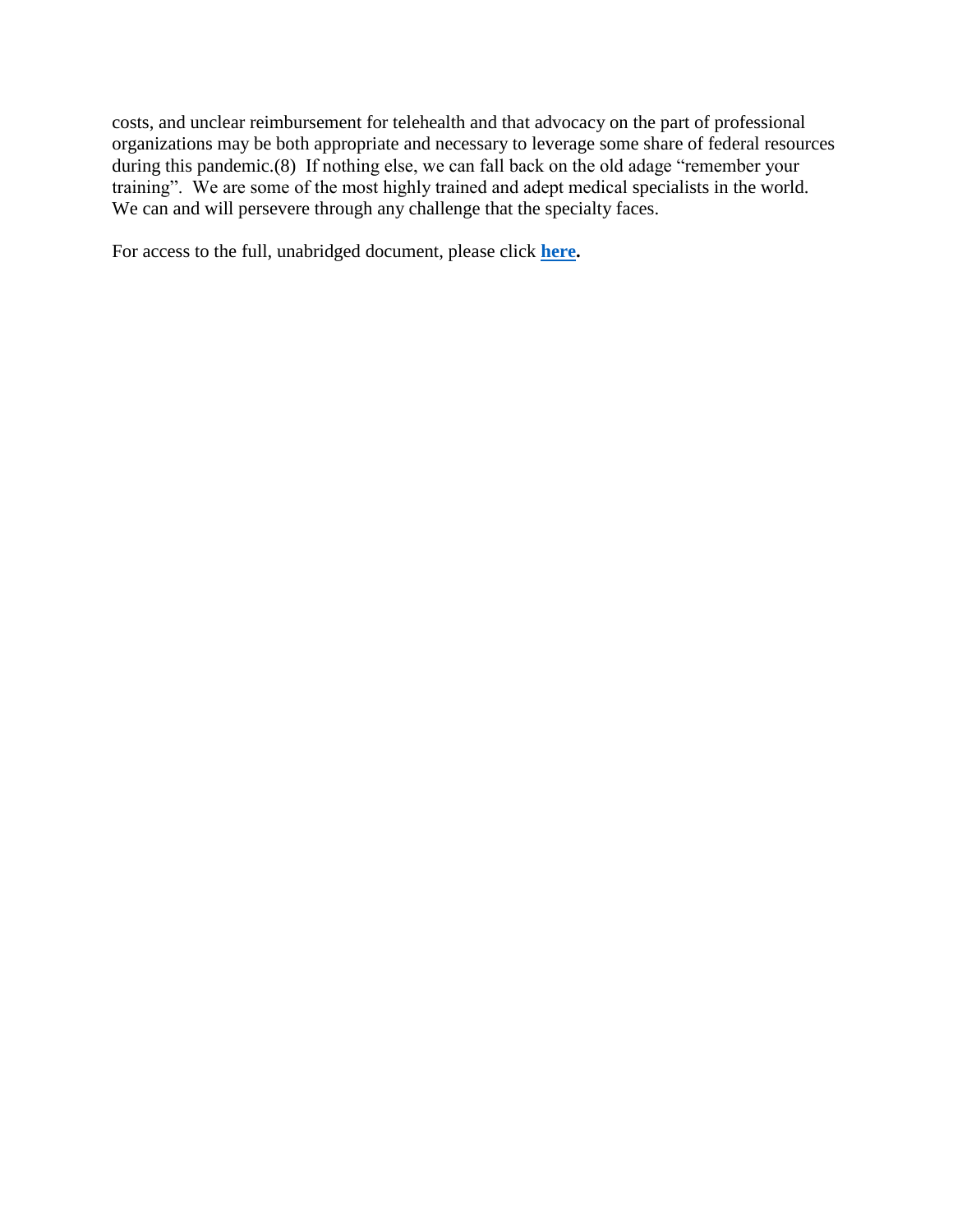costs, and unclear reimbursement for telehealth and that advocacy on the part of professional organizations may be both appropriate and necessary to leverage some share of federal resources during this pandemic.(8) If nothing else, we can fall back on the old adage "remember your training". We are some of the most highly trained and adept medical specialists in the world. We can and will persevere through any challenge that the specialty faces.

For access to the full, unabridged document, please click **here.**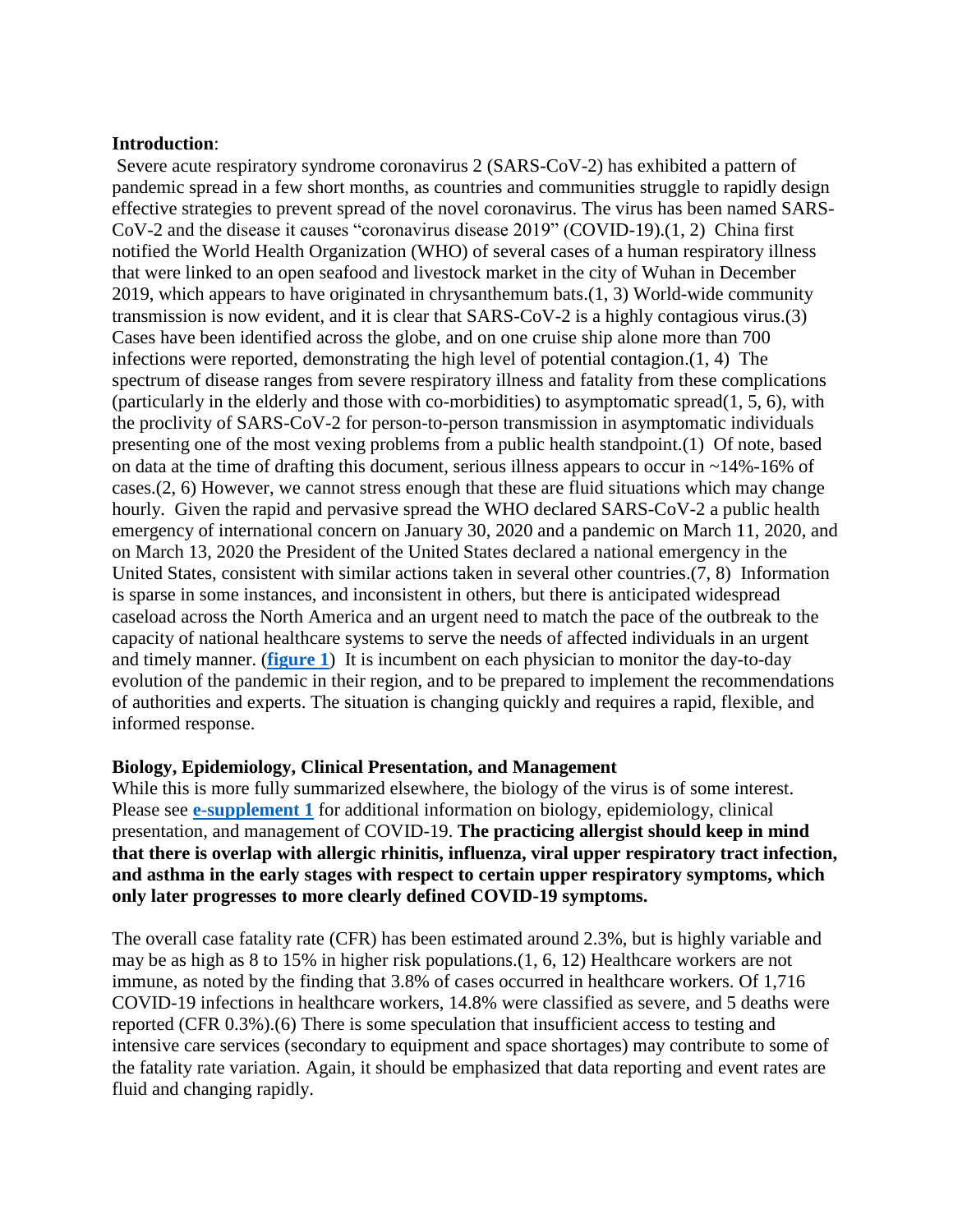**Introduction**:

Severe acute respiratory syndrome coronavirus 2 (SARS-CoV-2) has exhibited a pattern of pandemic spread in a few short months, as countries and communities struggle to rapidly design effective strategies to prevent spread of the novel coronavirus. The virus has been named SARS-CoV-2 and the disease it causes "coronavirus disease 2019" (COVID-19).(1, 2) China first notified the World Health Organization (WHO) of several cases of a human respiratory illness that were linked to an open seafood and livestock market in the city of Wuhan in December 2019, which appears to have originated in chrysanthemum bats.(1, 3) World-wide community transmission is now evident, and it is clear that SARS-CoV-2 is a highly contagious virus.(3) Cases have been identified across the globe, and on one cruise ship alone more than 700 infections were reported, demonstrating the high level of potential contagion.(1, 4) The spectrum of disease ranges from severe respiratory illness and fatality from these complications (particularly in the elderly and those with co-morbidities) to asymptomatic spread(1, 5, 6), with the proclivity of SARS-CoV-2 for person-to-person transmission in asymptomatic individuals presenting one of the most vexing problems from a public health standpoint.(1) Of note, based on data at the time of drafting this document, serious illness appears to occur in ~14%-16% of cases.(2, 6) However, we cannot stress enough that these are fluid situations which may change hourly. Given the rapid and pervasive spread the WHO declared SARS-CoV-2 a public health emergency of international concern on January 30, 2020 and a pandemic on March 11, 2020, and on March 13, 2020 the President of the United States declared a national emergency in the United States, consistent with similar actions taken in several other countries.(7, 8) Information is sparse in some instances, and inconsistent in others, but there is anticipated widespread caseload across the North America and an urgent need to match the pace of the outbreak to the capacity of national healthcare systems to serve the needs of affected individuals in an urgent and timely manner. (**figure 1**) It is incumbent on each physician to monitor the day-to-day evolution of the pandemic in their region, and to be prepared to implement the recommendations of authorities and experts. The situation is changing quickly and requires a rapid, flexible, and informed response.

**Biology, Epidemiology, Clinical Presentation, and Management**

While this is more fully summarized elsewhere, the biology of the virus is of some interest. Please see **e-supplement 1** for additional information on biology, epidemiology, clinical presentation, and management of COVID-19. **The practicing allergist should keep in mind that there is overlap with allergic rhinitis, influenza, viral upper respiratory tract infection, and asthma in the early stages with respect to certain upper respiratory symptoms, which only later progresses to more clearly defined COVID-19 symptoms.**

The overall case fatality rate (CFR) has been estimated around 2.3%, but is highly variable and may be as high as 8 to 15% in higher risk populations.(1, 6, 12) Healthcare workers are not immune, as noted by the finding that 3.8% of cases occurred in healthcare workers. Of 1,716 COVID-19 infections in healthcare workers, 14.8% were classified as severe, and 5 deaths were reported (CFR 0.3%).(6) There is some speculation that insufficient access to testing and intensive care services (secondary to equipment and space shortages) may contribute to some of the fatality rate variation. Again, it should be emphasized that data reporting and event rates are fluid and changing rapidly.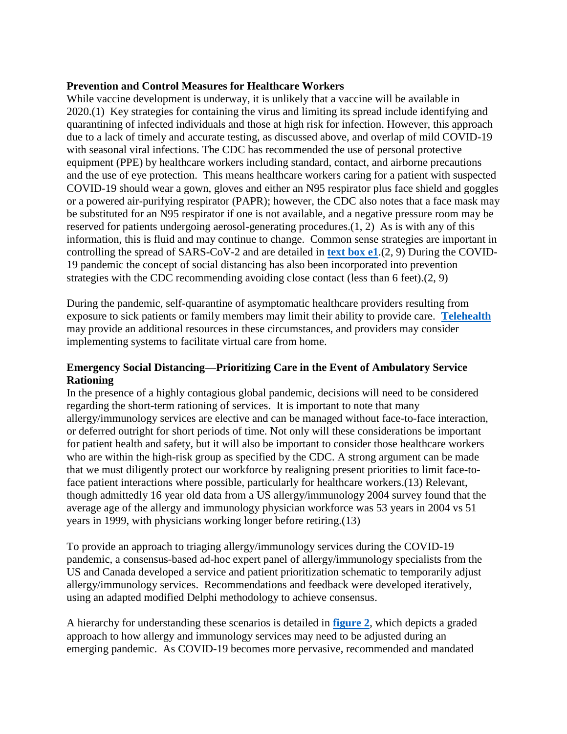**Prevention and Control Measures for Healthcare Workers**

While vaccine development is underway, it is unlikely that a vaccine will be available in 2020.(1) Key strategies for containing the virus and limiting its spread include identifying and quarantining of infected individuals and those at high risk for infection. However, this approach due to a lack of timely and accurate testing, as discussed above, and overlap of mild COVID-19 with seasonal viral infections. The CDC has recommended the use of personal protective equipment (PPE) by healthcare workers including standard, contact, and airborne precautions and the use of eye protection. This means healthcare workers caring for a patient with suspected COVID-19 should wear a gown, gloves and either an N95 respirator plus face shield and goggles or a powered air-purifying respirator (PAPR); however, the CDC also notes that a face mask may be substituted for an N95 respirator if one is not available, and a negative pressure room may be reserved for patients undergoing aerosol-generating procedures.(1, 2) As is with any of this information, this is fluid and may continue to change. Common sense strategies are important in controlling the spread of SARS-CoV-2 and are detailed in **text box e1**.(2, 9) During the COVID-19 pandemic the concept of social distancing has also been incorporated into prevention strategies with the CDC recommending avoiding close contact (less than 6 feet).(2, 9)

During the pandemic, self-quarantine of asymptomatic healthcare providers resulting from exposure to sick patients or family members may limit their ability to provide care. **Telehealth** may provide an additional resources in these circumstances, and providers may consider implementing systems to facilitate virtual care from home.

**Emergency Social Distancing—Prioritizing Care in the Event of Ambulatory Service Rationing**

In the presence of a highly contagious global pandemic, decisions will need to be considered regarding the short-term rationing of services. It is important to note that many allergy/immunology services are elective and can be managed without face-to-face interaction, or deferred outright for short periods of time. Not only will these considerations be important for patient health and safety, but it will also be important to consider those healthcare workers who are within the high-risk group as specified by the CDC. A strong argument can be made that we must diligently protect our workforce by realigning present priorities to limit face-to-face patient interactions where possible, particularly for healthcare workers.(13) Relevant, though admittedly 16 year old data from a US allergy/immunology 2004 survey found that the average age of the allergy and immunology physician workforce was 53 years in 2004 vs 51 years in 1999, with physicians working longer before retiring.(13)

To provide an approach to triaging allergy/immunology services during the COVID-19 pandemic, a consensus-based ad-hoc expert panel of allergy/immunology specialists from the US and Canada developed a service and patient prioritization schematic to temporarily adjust allergy/immunology services. Recommendations and feedback were developed iteratively, using an adapted modified Delphi methodology to achieve consensus.

A hierarchy for understanding these scenarios is detailed in **figure 2**, which depicts a graded approach to how allergy and immunology services may need to be adjusted during an emerging pandemic. As COVID-19 becomes more pervasive, recommended and mandated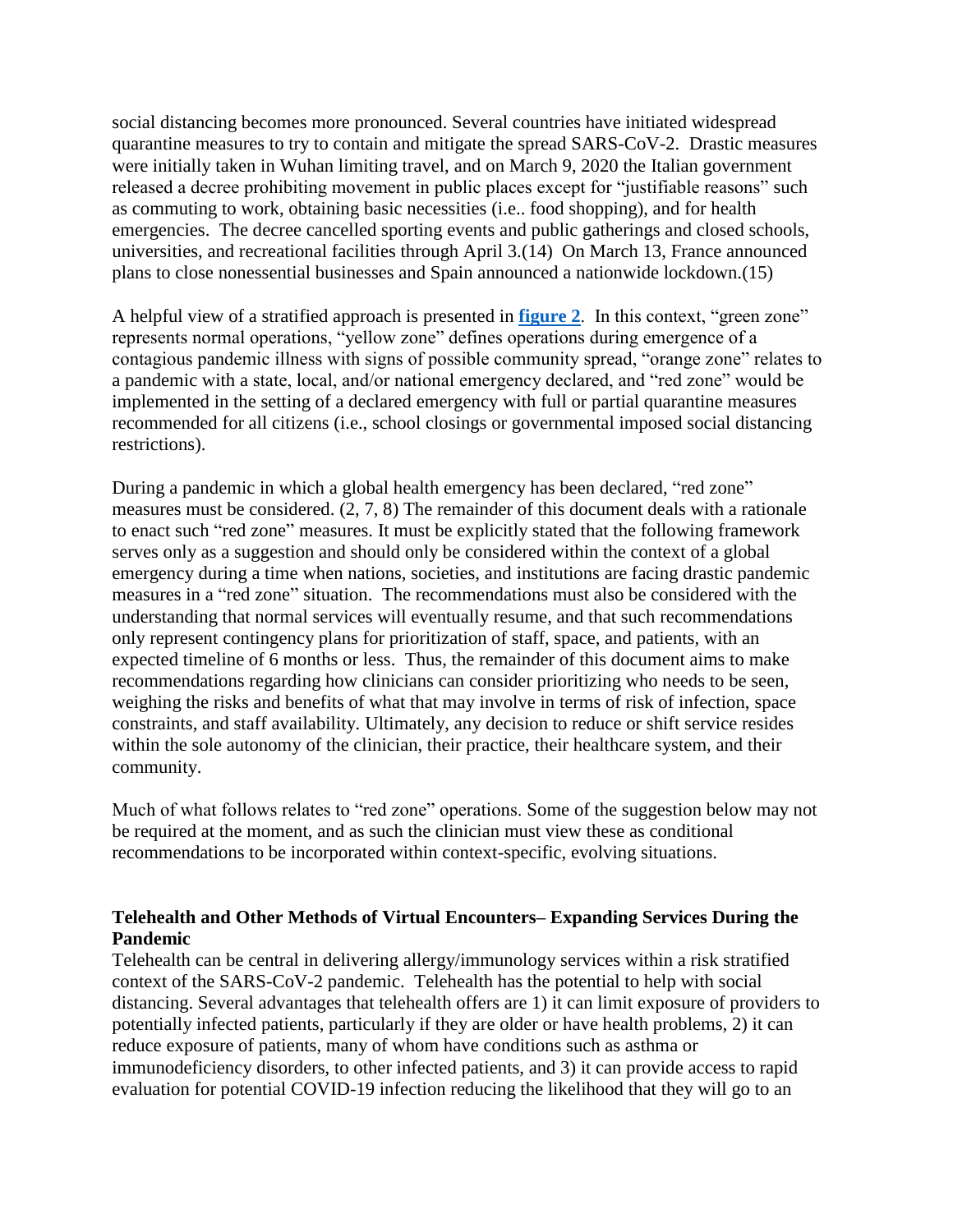social distancing becomes more pronounced. Several countries have initiated widespread quarantine measures to try to contain and mitigate the spread SARS-CoV-2. Drastic measures were initially taken in Wuhan limiting travel, and on March 9, 2020 the Italian government released a decree prohibiting movement in public places except for "justifiable reasons" such as commuting to work, obtaining basic necessities (i.e.. food shopping), and for health emergencies. The decree cancelled sporting events and public gatherings and closed schools, universities, and recreational facilities through April 3.(14) On March 13, France announced plans to close nonessential businesses and Spain announced a nationwide lockdown.(15)

A helpful view of a stratified approach is presented in **figure 2**. In this context, "green zone" represents normal operations, "yellow zone" defines operations during emergence of a contagious pandemic illness with signs of possible community spread, "orange zone" relates to a pandemic with a state, local, and/or national emergency declared, and "red zone" would be implemented in the setting of a declared emergency with full or partial quarantine measures recommended for all citizens (i.e., school closings or governmental imposed social distancing restrictions).

During a pandemic in which a global health emergency has been declared, "red zone" measures must be considered. (2, 7, 8) The remainder of this document deals with a rationale to enact such "red zone" measures. It must be explicitly stated that the following framework serves only as a suggestion and should only be considered within the context of a global emergency during a time when nations, societies, and institutions are facing drastic pandemic measures in a "red zone" situation. The recommendations must also be considered with the understanding that normal services will eventually resume, and that such recommendations only represent contingency plans for prioritization of staff, space, and patients, with an expected timeline of 6 months or less. Thus, the remainder of this document aims to make recommendations regarding how clinicians can consider prioritizing who needs to be seen, weighing the risks and benefits of what that may involve in terms of risk of infection, space constraints, and staff availability. Ultimately, any decision to reduce or shift service resides within the sole autonomy of the clinician, their practice, their healthcare system, and their community.

Much of what follows relates to "red zone" operations. Some of the suggestion below may not be required at the moment, and as such the clinician must view these as conditional recommendations to be incorporated within context-specific, evolving situations.

### Telehealth and Other Methods of Virtual Encounters– Expanding Services During the Pandemic

Telehealth can be central in delivering allergy/immunology services within a risk stratified context of the SARS-CoV-2 pandemic. Telehealth has the potential to help with social distancing. Several advantages that telehealth offers are 1) it can limit exposure of providers to potentially infected patients, particularly if they are older or have health problems, 2) it can reduce exposure of patients, many of whom have conditions such as asthma or immunodeficiency disorders, to other infected patients, and 3) it can provide access to rapid evaluation for potential COVID-19 infection reducing the likelihood that they will go to an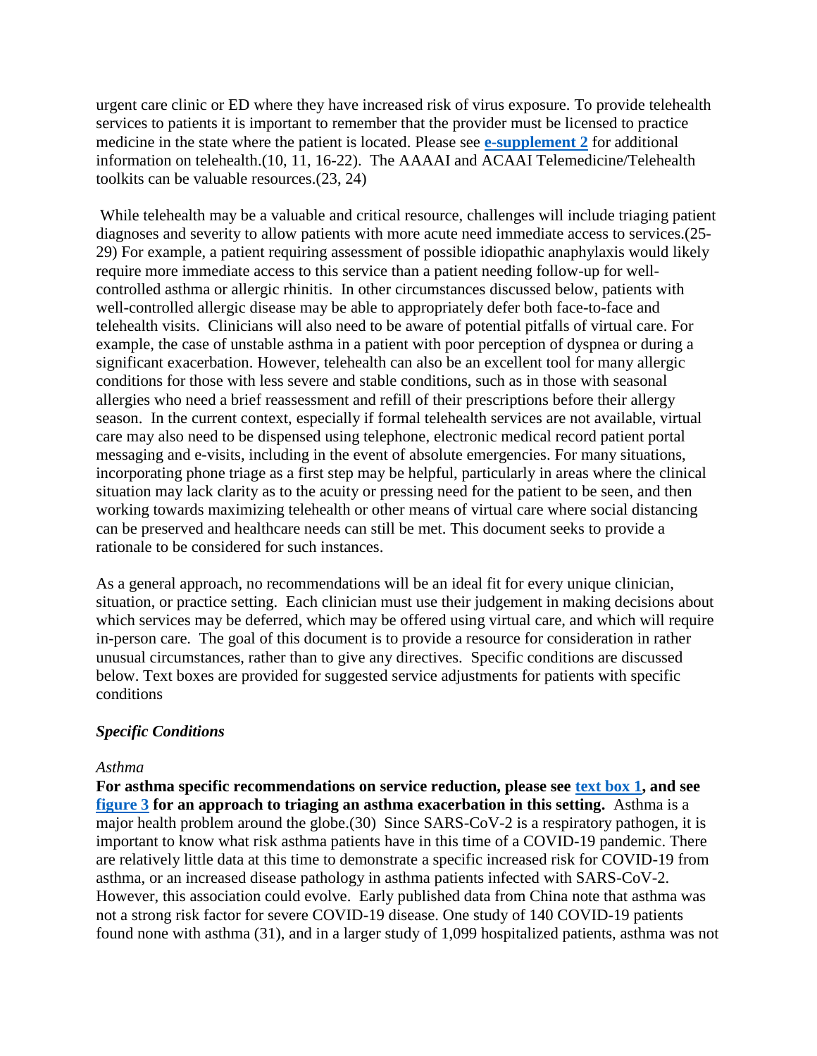urgent care clinic or ED where they have increased risk of virus exposure. To provide telehealth services to patients it is important to remember that the provider must be licensed to practice medicine in the state where the patient is located. Please see **e-supplement 2** for additional information on telehealth.(10, 11, 16-22). The AAAAI and ACAAI Telemedicine/Telehealth toolkits can be valuable resources.(23, 24)

While telehealth may be a valuable and critical resource, challenges will include triaging patient diagnoses and severity to allow patients with more acute need immediate access to services.(25-29) For example, a patient requiring assessment of possible idiopathic anaphylaxis would likely require more immediate access to this service than a patient needing follow-up for well-controlled asthma or allergic rhinitis. In other circumstances discussed below, patients with well-controlled allergic disease may be able to appropriately defer both face-to-face and telehealth visits. Clinicians will also need to be aware of potential pitfalls of virtual care. For example, the case of unstable asthma in a patient with poor perception of dyspnea or during a significant exacerbation. However, telehealth can also be an excellent tool for many allergic conditions for those with less severe and stable conditions, such as in those with seasonal allergies who need a brief reassessment and refill of their prescriptions before their allergy season. In the current context, especially if formal telehealth services are not available, virtual care may also need to be dispensed using telephone, electronic medical record patient portal messaging and e-visits, including in the event of absolute emergencies. For many situations, incorporating phone triage as a first step may be helpful, particularly in areas where the clinical situation may lack clarity as to the acuity or pressing need for the patient to be seen, and then working towards maximizing telehealth or other means of virtual care where social distancing can be preserved and healthcare needs can still be met. This document seeks to provide a rationale to be considered for such instances.

As a general approach, no recommendations will be an ideal fit for every unique clinician, situation, or practice setting. Each clinician must use their judgement in making decisions about which services may be deferred, which may be offered using virtual care, and which will require in-person care. The goal of this document is to provide a resource for consideration in rather unusual circumstances, rather than to give any directives. Specific conditions are discussed below. Text boxes are provided for suggested service adjustments for patients with specific conditions

### *Specific Conditions*

#### *Asthma*

**For asthma specific recommendations on service reduction, please see text box 1, and see figure 3 for an approach to triaging an asthma exacerbation in this setting.** Asthma is a major health problem around the globe.(30) Since SARS-CoV-2 is a respiratory pathogen, it is important to know what risk asthma patients have in this time of a COVID-19 pandemic. There are relatively little data at this time to demonstrate a specific increased risk for COVID-19 from asthma, or an increased disease pathology in asthma patients infected with SARS-CoV-2. However, this association could evolve. Early published data from China note that asthma was not a strong risk factor for severe COVID-19 disease. One study of 140 COVID-19 patients found none with asthma (31), and in a larger study of 1,099 hospitalized patients, asthma was not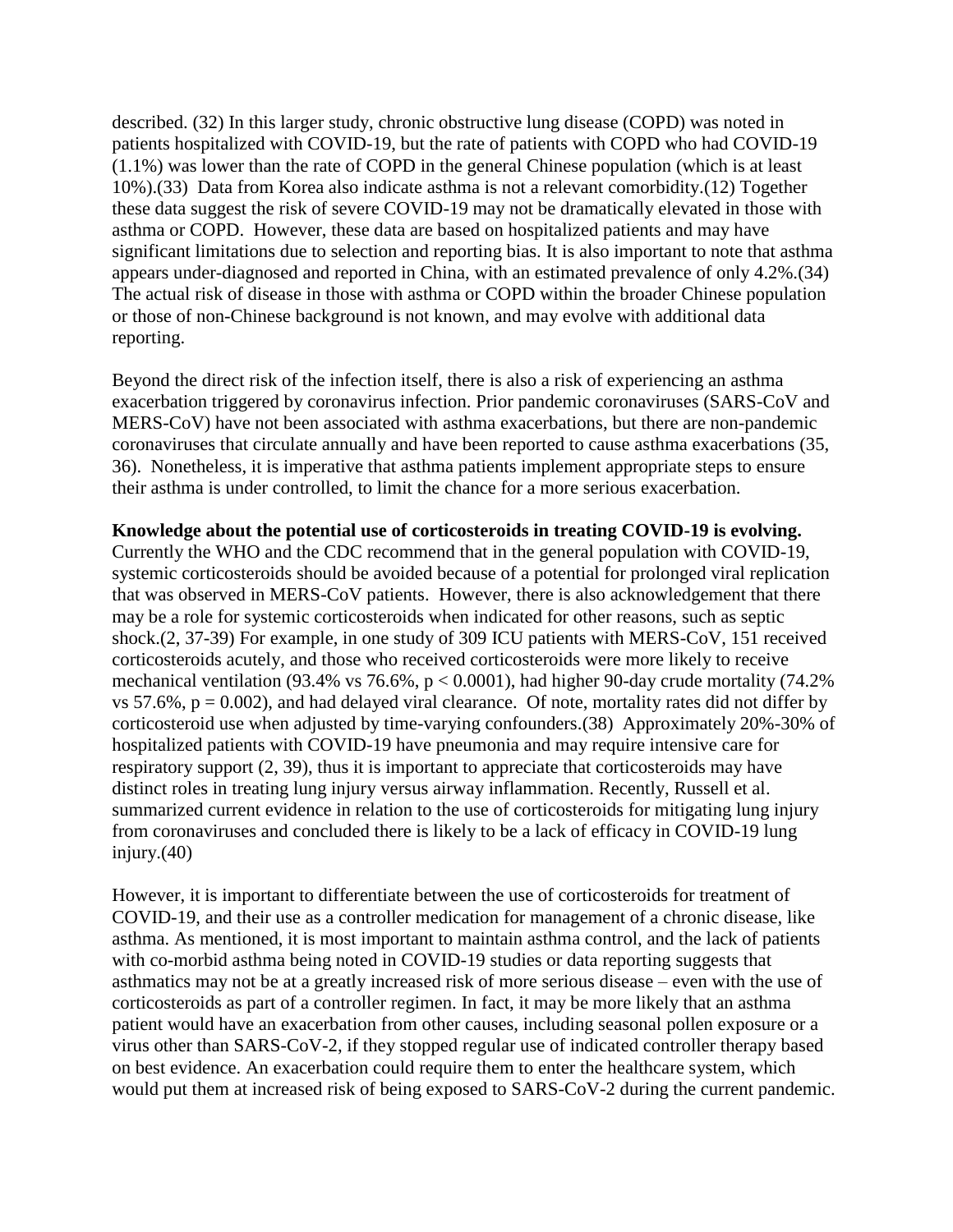described. (32) In this larger study, chronic obstructive lung disease (COPD) was noted in patients hospitalized with COVID-19, but the rate of patients with COPD who had COVID-19 (1.1%) was lower than the rate of COPD in the general Chinese population (which is at least 10%).(33) Data from Korea also indicate asthma is not a relevant comorbidity.(12) Together these data suggest the risk of severe COVID-19 may not be dramatically elevated in those with asthma or COPD. However, these data are based on hospitalized patients and may have significant limitations due to selection and reporting bias. It is also important to note that asthma appears under-diagnosed and reported in China, with an estimated prevalence of only 4.2%.(34) The actual risk of disease in those with asthma or COPD within the broader Chinese population or those of non-Chinese background is not known, and may evolve with additional data reporting.

Beyond the direct risk of the infection itself, there is also a risk of experiencing an asthma exacerbation triggered by coronavirus infection. Prior pandemic coronaviruses (SARS-CoV and MERS-CoV) have not been associated with asthma exacerbations, but there are non-pandemic coronaviruses that circulate annually and have been reported to cause asthma exacerbations (35, 36). Nonetheless, it is imperative that asthma patients implement appropriate steps to ensure their asthma is under controlled, to limit the chance for a more serious exacerbation.

**Knowledge about the potential use of corticosteroids in treating COVID-19 is evolving.** Currently the WHO and the CDC recommend that in the general population with COVID-19, systemic corticosteroids should be avoided because of a potential for prolonged viral replication that was observed in MERS-CoV patients. However, there is also acknowledgement that there may be a role for systemic corticosteroids when indicated for other reasons, such as septic shock.(2, 37-39) For example, in one study of 309 ICU patients with MERS-CoV, 151 received corticosteroids acutely, and those who received corticosteroids were more likely to receive mechanical ventilation (93.4% vs 76.6%, $p < 0.0001$), had higher 90-day crude mortality (74.2% vs 57.6%, $p = 0.002$), and had delayed viral clearance. Of note, mortality rates did not differ by corticosteroid use when adjusted by time-varying confounders.(38) Approximately 20%-30% of hospitalized patients with COVID-19 have pneumonia and may require intensive care for respiratory support (2, 39), thus it is important to appreciate that corticosteroids may have distinct roles in treating lung injury versus airway inflammation. Recently, Russell et al. summarized current evidence in relation to the use of corticosteroids for mitigating lung injury from coronaviruses and concluded there is likely to be a lack of efficacy in COVID-19 lung injury.(40)

However, it is important to differentiate between the use of corticosteroids for treatment of COVID-19, and their use as a controller medication for management of a chronic disease, like asthma. As mentioned, it is most important to maintain asthma control, and the lack of patients with co-morbid asthma being noted in COVID-19 studies or data reporting suggests that asthmatics may not be at a greatly increased risk of more serious disease – even with the use of corticosteroids as part of a controller regimen. In fact, it may be more likely that an asthma patient would have an exacerbation from other causes, including seasonal pollen exposure or a virus other than SARS-CoV-2, if they stopped regular use of indicated controller therapy based on best evidence. An exacerbation could require them to enter the healthcare system, which would put them at increased risk of being exposed to SARS-CoV-2 during the current pandemic.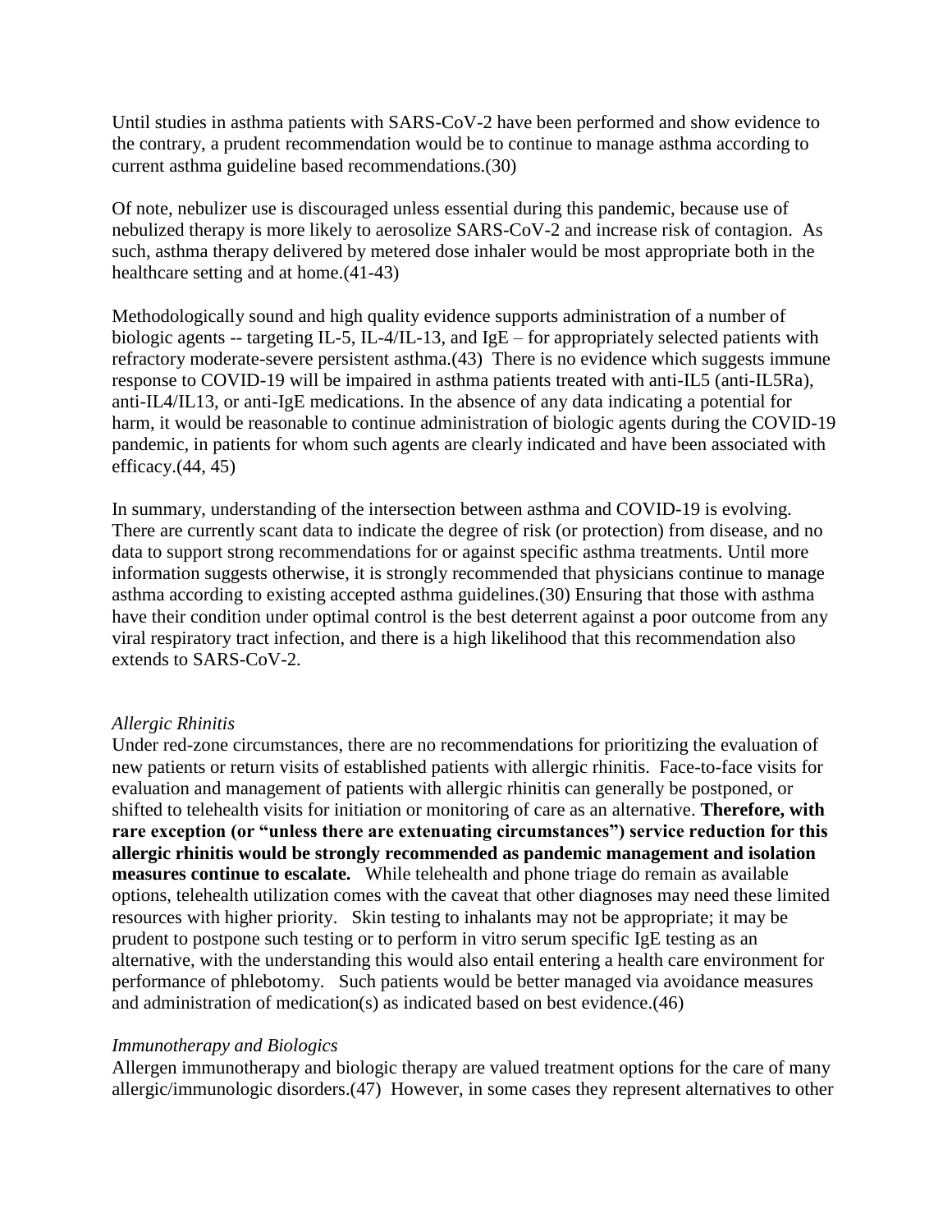Until studies in asthma patients with SARS-CoV-2 have been performed and show evidence to the contrary, a prudent recommendation would be to continue to manage asthma according to current asthma guideline based recommendations.(30)

Of note, nebulizer use is discouraged unless essential during this pandemic, because use of nebulized therapy is more likely to aerosolize SARS-CoV-2 and increase risk of contagion. As such, asthma therapy delivered by metered dose inhaler would be most appropriate both in the healthcare setting and at home.(41-43)

Methodologically sound and high quality evidence supports administration of a number of biologic agents -- targeting IL-5, IL-4/IL-13, and IgE – for appropriately selected patients with refractory moderate-severe persistent asthma.(43) There is no evidence which suggests immune response to COVID-19 will be impaired in asthma patients treated with anti-IL5 (anti-IL5Ra), anti-IL4/IL13, or anti-IgE medications. In the absence of any data indicating a potential for harm, it would be reasonable to continue administration of biologic agents during the COVID-19 pandemic, in patients for whom such agents are clearly indicated and have been associated with efficacy.(44, 45)

In summary, understanding of the intersection between asthma and COVID-19 is evolving. There are currently scant data to indicate the degree of risk (or protection) from disease, and no data to support strong recommendations for or against specific asthma treatments. Until more information suggests otherwise, it is strongly recommended that physicians continue to manage asthma according to existing accepted asthma guidelines.(30) Ensuring that those with asthma have their condition under optimal control is the best deterrent against a poor outcome from any viral respiratory tract infection, and there is a high likelihood that this recommendation also extends to SARS-CoV-2.

*Allergic Rhinitis*

Under red-zone circumstances, there are no recommendations for prioritizing the evaluation of new patients or return visits of established patients with allergic rhinitis. Face-to-face visits for evaluation and management of patients with allergic rhinitis can generally be postponed, or shifted to telehealth visits for initiation or monitoring of care as an alternative. **Therefore, with rare exception (or "unless there are extenuating circumstances") service reduction for this allergic rhinitis would be strongly recommended as pandemic management and isolation measures continue to escalate.** While telehealth and phone triage do remain as available options, telehealth utilization comes with the caveat that other diagnoses may need these limited resources with higher priority. Skin testing to inhalants may not be appropriate; it may be prudent to postpone such testing or to perform in vitro serum specific IgE testing as an alternative, with the understanding this would also entail entering a health care environment for performance of phlebotomy. Such patients would be better managed via avoidance measures and administration of medication(s) as indicated based on best evidence.(46)

*Immunotherapy and Biologics*

Allergen immunotherapy and biologic therapy are valued treatment options for the care of many allergic/immunologic disorders.(47) However, in some cases they represent alternatives to other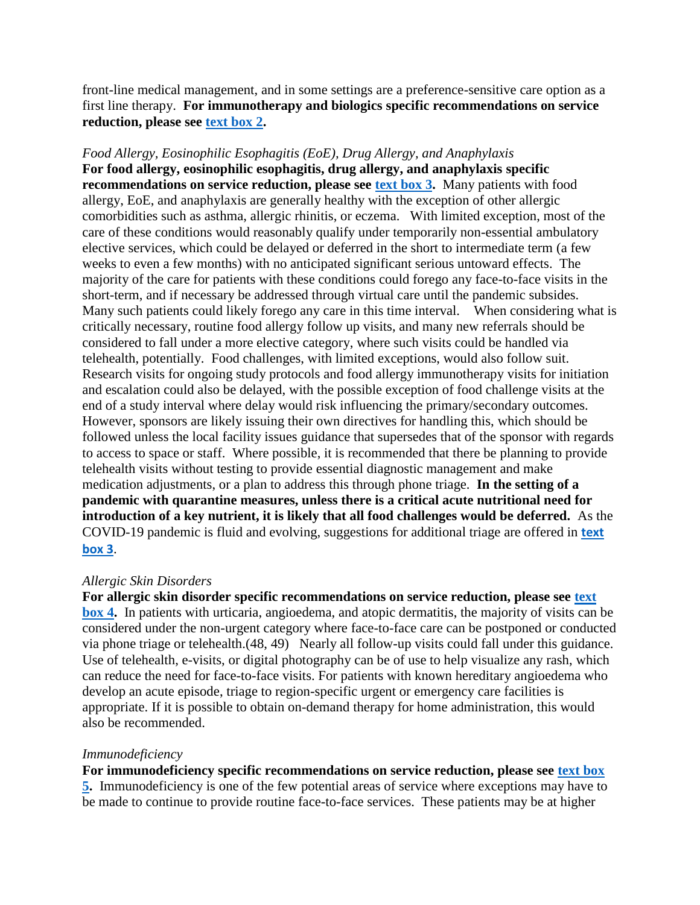front-line medical management, and in some settings are a preference-sensitive care option as a first line therapy. **For immunotherapy and biologics specific recommendations on service reduction, please see text box 2.**

*Food Allergy, Eosinophilic Esophagitis (EoE), Drug Allergy, and Anaphylaxis*

**For food allergy, eosinophilic esophagitis, drug allergy, and anaphylaxis specific recommendations on service reduction, please see text box 3.** Many patients with food allergy, EoE, and anaphylaxis are generally healthy with the exception of other allergic comorbidities such as asthma, allergic rhinitis, or eczema. With limited exception, most of the care of these conditions would reasonably qualify under temporarily non-essential ambulatory elective services, which could be delayed or deferred in the short to intermediate term (a few weeks to even a few months) with no anticipated significant serious untoward effects. The majority of the care for patients with these conditions could forego any face-to-face visits in the short-term, and if necessary be addressed through virtual care until the pandemic subsides. Many such patients could likely forego any care in this time interval. When considering what is critically necessary, routine food allergy follow up visits, and many new referrals should be considered to fall under a more elective category, where such visits could be handled via telehealth, potentially. Food challenges, with limited exceptions, would also follow suit. Research visits for ongoing study protocols and food allergy immunotherapy visits for initiation and escalation could also be delayed, with the possible exception of food challenge visits at the end of a study interval where delay would risk influencing the primary/secondary outcomes. However, sponsors are likely issuing their own directives for handling this, which should be followed unless the local facility issues guidance that supersedes that of the sponsor with regards to access to space or staff. Where possible, it is recommended that there be planning to provide telehealth visits without testing to provide essential diagnostic management and make medication adjustments, or a plan to address this through phone triage. **In the setting of a pandemic with quarantine measures, unless there is a critical acute nutritional need for introduction of a key nutrient, it is likely that all food challenges would be deferred.** As the COVID-19 pandemic is fluid and evolving, suggestions for additional triage are offered in text box 3.

*Allergic Skin Disorders*

**For allergic skin disorder specific recommendations on service reduction, please see text box 4.** In patients with urticaria, angioedema, and atopic dermatitis, the majority of visits can be considered under the non-urgent category where face-to-face care can be postponed or conducted via phone triage or telehealth.(48, 49) Nearly all follow-up visits could fall under this guidance. Use of telehealth, e-visits, or digital photography can be of use to help visualize any rash, which can reduce the need for face-to-face visits. For patients with known hereditary angioedema who develop an acute episode, triage to region-specific urgent or emergency care facilities is appropriate. If it is possible to obtain on-demand therapy for home administration, this would also be recommended.

*Immunodeficiency*

**For immunodeficiency specific recommendations on service reduction, please see text box 5.** Immunodeficiency is one of the few potential areas of service where exceptions may have to be made to continue to provide routine face-to-face services. These patients may be at higher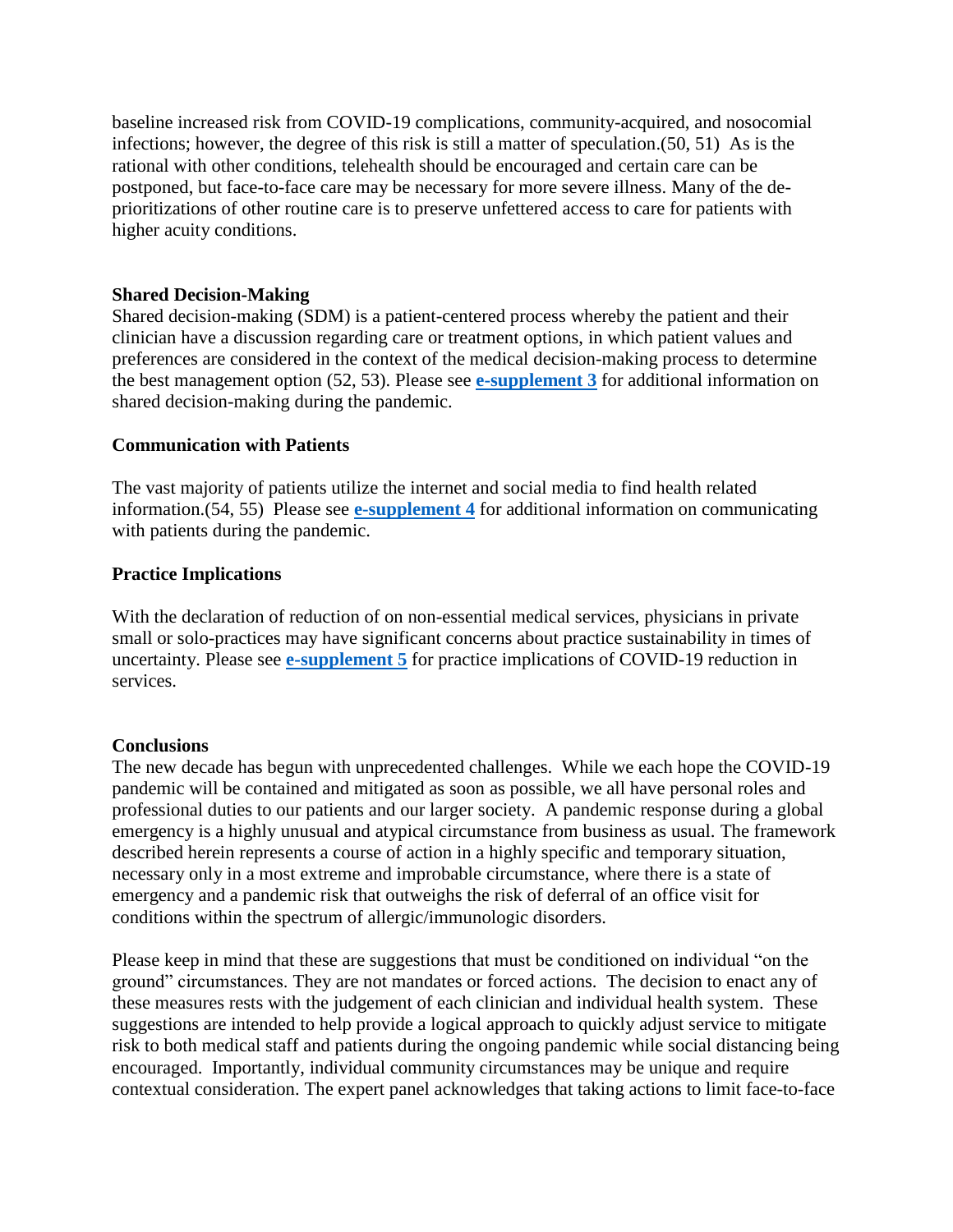baseline increased risk from COVID-19 complications, community-acquired, and nosocomial infections; however, the degree of this risk is still a matter of speculation.(50, 51) As is the rational with other conditions, telehealth should be encouraged and certain care can be postponed, but face-to-face care may be necessary for more severe illness. Many of the de-prioritizations of other routine care is to preserve unfettered access to care for patients with higher acuity conditions.

### Shared Decision-Making

Shared decision-making (SDM) is a patient-centered process whereby the patient and their clinician have a discussion regarding care or treatment options, in which patient values and preferences are considered in the context of the medical decision-making process to determine the best management option (52, 53). Please see **e-supplement 3** for additional information on shared decision-making during the pandemic.

### Communication with Patients

The vast majority of patients utilize the internet and social media to find health related information.(54, 55) Please see **e-supplement 4** for additional information on communicating with patients during the pandemic.

### Practice Implications

With the declaration of reduction of on non-essential medical services, physicians in private small or solo-practices may have significant concerns about practice sustainability in times of uncertainty. Please see **e-supplement 5** for practice implications of COVID-19 reduction in services.

### Conclusions

The new decade has begun with unprecedented challenges. While we each hope the COVID-19 pandemic will be contained and mitigated as soon as possible, we all have personal roles and professional duties to our patients and our larger society. A pandemic response during a global emergency is a highly unusual and atypical circumstance from business as usual. The framework described herein represents a course of action in a highly specific and temporary situation, necessary only in a most extreme and improbable circumstance, where there is a state of emergency and a pandemic risk that outweighs the risk of deferral of an office visit for conditions within the spectrum of allergic/immunologic disorders.

Please keep in mind that these are suggestions that must be conditioned on individual "on the ground" circumstances. They are not mandates or forced actions. The decision to enact any of these measures rests with the judgement of each clinician and individual health system. These suggestions are intended to help provide a logical approach to quickly adjust service to mitigate risk to both medical staff and patients during the ongoing pandemic while social distancing being encouraged. Importantly, individual community circumstances may be unique and require contextual consideration. The expert panel acknowledges that taking actions to limit face-to-face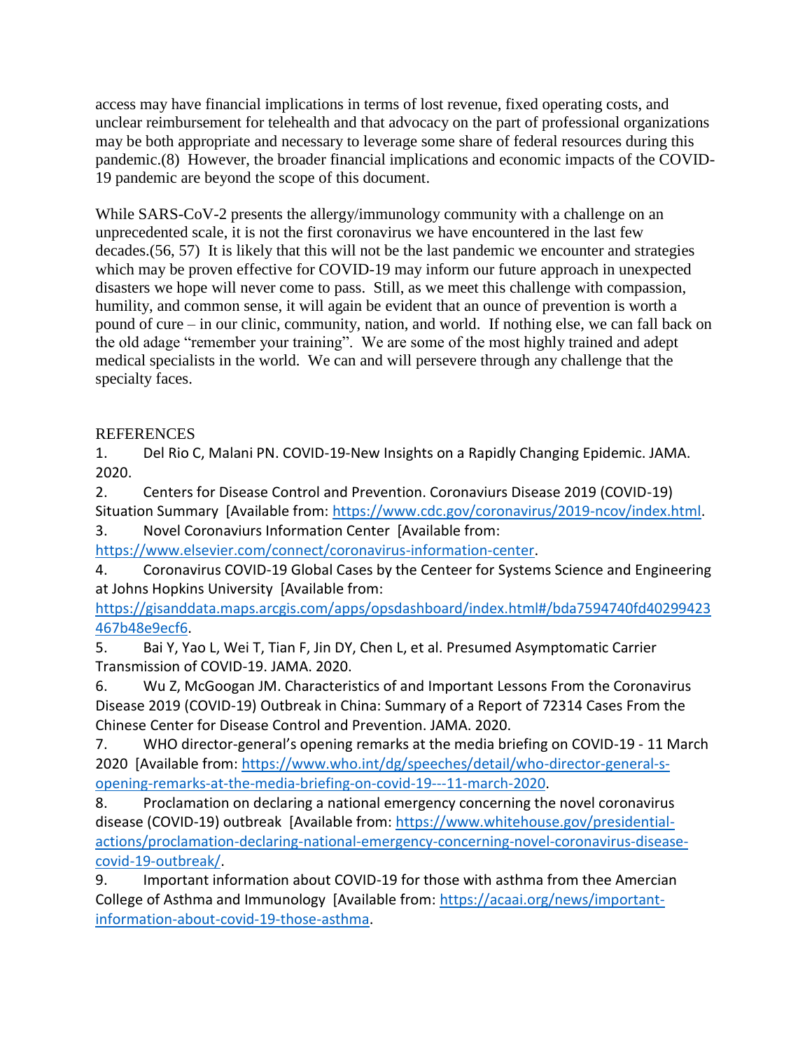access may have financial implications in terms of lost revenue, fixed operating costs, and unclear reimbursement for telehealth and that advocacy on the part of professional organizations may be both appropriate and necessary to leverage some share of federal resources during this pandemic.(8) However, the broader financial implications and economic impacts of the COVID-19 pandemic are beyond the scope of this document.

While SARS-CoV-2 presents the allergy/immunology community with a challenge on an unprecedented scale, it is not the first coronavirus we have encountered in the last few decades.(56, 57) It is likely that this will not be the last pandemic we encounter and strategies which may be proven effective for COVID-19 may inform our future approach in unexpected disasters we hope will never come to pass. Still, as we meet this challenge with compassion, humility, and common sense, it will again be evident that an ounce of prevention is worth a pound of cure – in our clinic, community, nation, and world. If nothing else, we can fall back on the old adage "remember your training". We are some of the most highly trained and adept medical specialists in the world. We can and will persevere through any challenge that the specialty faces.

REFERENCES

1. Del Rio C, Malani PN. COVID-19-New Insights on a Rapidly Changing Epidemic. JAMA. 2020.
2. Centers for Disease Control and Prevention. Coronaviurs Disease 2019 (COVID-19) Situation Summary [Available from: https://www.cdc.gov/coronavirus/2019-ncov/index.html.
3. Novel Coronaviurs Information Center [Available from: https://www.elsevier.com/connect/coronavirus-information-center.
4. Coronavirus COVID-19 Global Cases by the Centeer for Systems Science and Engineering at Johns Hopkins University [Available from: https://gisanddata.maps.arcgis.com/apps/opsdashboard/index.html#/bda7594740fd40299423467b48e9ecf6.
5. Bai Y, Yao L, Wei T, Tian F, Jin DY, Chen L, et al. Presumed Asymptomatic Carrier Transmission of COVID-19. JAMA. 2020.
6. Wu Z, McGoogan JM. Characteristics of and Important Lessons From the Coronavirus Disease 2019 (COVID-19) Outbreak in China: Summary of a Report of 72314 Cases From the Chinese Center for Disease Control and Prevention. JAMA. 2020.
7. WHO director-general's opening remarks at the media briefing on COVID-19 - 11 March 2020 [Available from: https://www.who.int/dg/speeches/detail/who-director-general-s-opening-remarks-at-the-media-briefing-on-covid-19---11-march-2020.
8. Proclamation on declaring a national emergency concerning the novel coronavirus disease (COVID-19) outbreak [Available from: https://www.whitehouse.gov/presidential-actions/proclamation-declaring-national-emergency-concerning-novel-coronavirus-disease-covid-19-outbreak/.
9. Important information about COVID-19 for those with asthma from thee Amercian College of Asthma and Immunology [Available from: https://acaai.org/news/important-information-about-covid-19-those-asthma.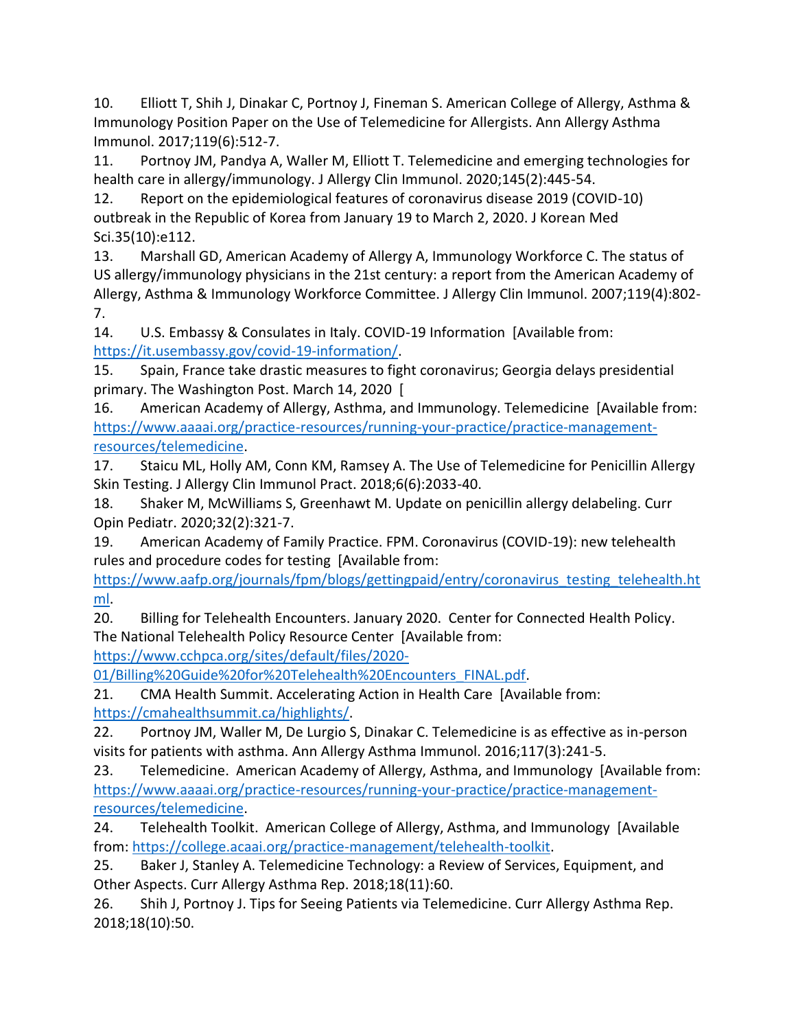10. Elliott T, Shih J, Dinakar C, Portnoy J, Fineman S. American College of Allergy, Asthma & Immunology Position Paper on the Use of Telemedicine for Allergists. Ann Allergy Asthma Immunol. 2017;119(6):512-7.

11. Portnoy JM, Pandya A, Waller M, Elliott T. Telemedicine and emerging technologies for health care in allergy/immunology. J Allergy Clin Immunol. 2020;145(2):445-54.

12. Report on the epidemiological features of coronavirus disease 2019 (COVID-10) outbreak in the Republic of Korea from January 19 to March 2, 2020. J Korean Med Sci.35(10):e112.

13. Marshall GD, American Academy of Allergy A, Immunology Workforce C. The status of US allergy/immunology physicians in the 21st century: a report from the American Academy of Allergy, Asthma & Immunology Workforce Committee. J Allergy Clin Immunol. 2007;119(4):802-7.

14. U.S. Embassy & Consulates in Italy. COVID-19 Information [Available from: https://it.usembassy.gov/covid-19-information/.

15. Spain, France take drastic measures to fight coronavirus; Georgia delays presidential primary. The Washington Post. March 14, 2020 [

16. American Academy of Allergy, Asthma, and Immunology. Telemedicine [Available from: https://www.aaaai.org/practice-resources/running-your-practice/practice-management-resources/telemedicine.

17. Staicu ML, Holly AM, Conn KM, Ramsey A. The Use of Telemedicine for Penicillin Allergy Skin Testing. J Allergy Clin Immunol Pract. 2018;6(6):2033-40.

18. Shaker M, McWilliams S, Greenhawt M. Update on penicillin allergy delabeling. Curr Opin Pediatr. 2020;32(2):321-7.

19. American Academy of Family Practice. FPM. Coronavirus (COVID-19): new telehealth rules and procedure codes for testing [Available from: https://www.aafp.org/journals/fpm/blogs/gettingpaid/entry/coronavirus_testing_telehealth.html.

20. Billing for Telehealth Encounters. January 2020. Center for Connected Health Policy. The National Telehealth Policy Resource Center [Available from: https://www.cchpca.org/sites/default/files/2020-01/Billing%20Guide%20for%20Telehealth%20Encounters_FINAL.pdf.

21. CMA Health Summit. Accelerating Action in Health Care [Available from: https://cmahealthsummit.ca/highlights/.

22. Portnoy JM, Waller M, De Lurgio S, Dinakar C. Telemedicine is as effective as in-person visits for patients with asthma. Ann Allergy Asthma Immunol. 2016;117(3):241-5.

23. Telemedicine. American Academy of Allergy, Asthma, and Immunology [Available from: https://www.aaaai.org/practice-resources/running-your-practice/practice-management-resources/telemedicine.

24. Telehealth Toolkit. American College of Allergy, Asthma, and Immunology [Available from: https://college.acaai.org/practice-management/telehealth-toolkit.

25. Baker J, Stanley A. Telemedicine Technology: a Review of Services, Equipment, and Other Aspects. Curr Allergy Asthma Rep. 2018;18(11):60.

26. Shih J, Portnoy J. Tips for Seeing Patients via Telemedicine. Curr Allergy Asthma Rep. 2018;18(10):50.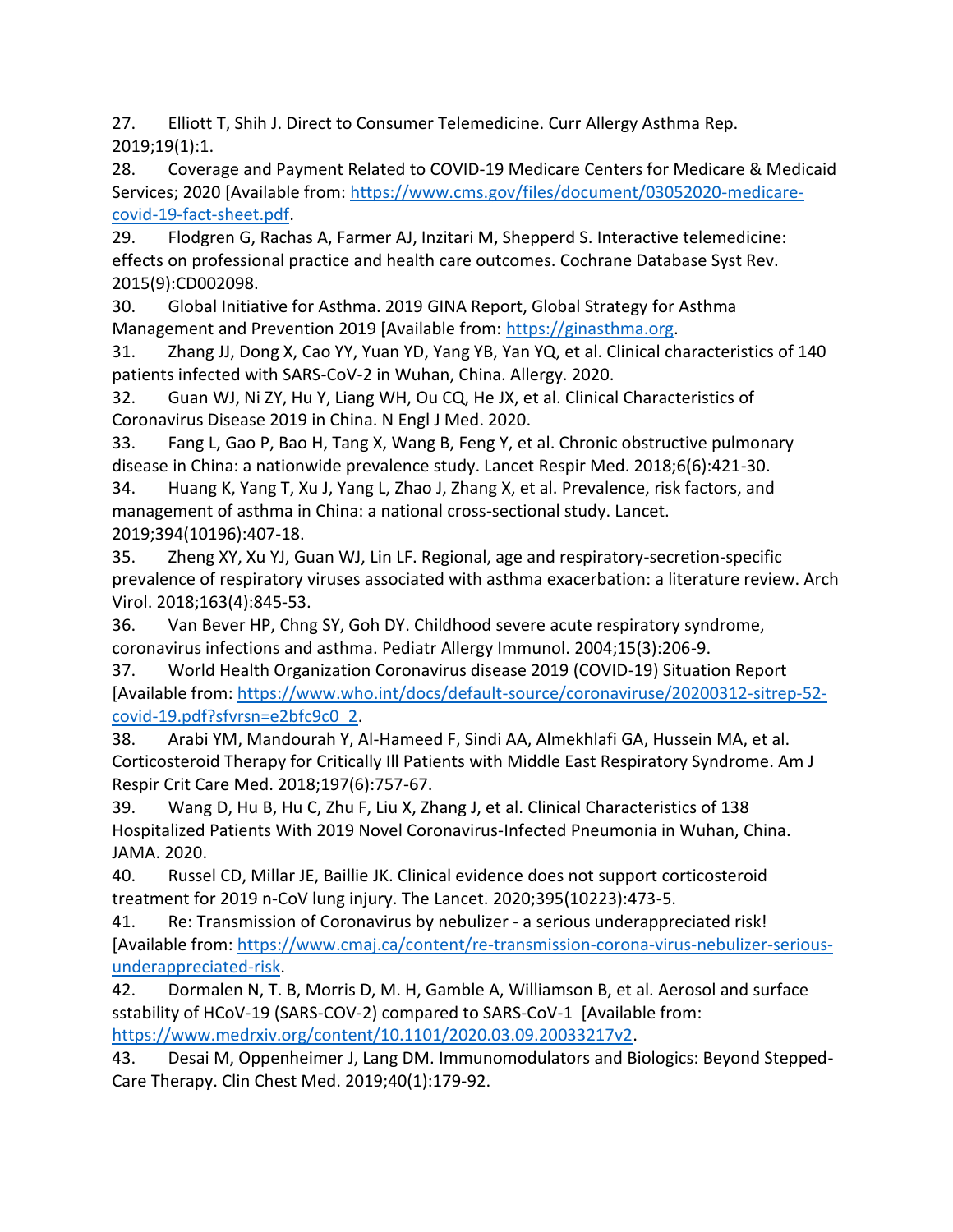27. Elliott T, Shih J. Direct to Consumer Telemedicine. Curr Allergy Asthma Rep. 2019;19(1):1.
28. Coverage and Payment Related to COVID-19 Medicare Centers for Medicare & Medicaid Services; 2020 [Available from: https://www.cms.gov/files/document/03052020-medicare-covid-19-fact-sheet.pdf.
29. Flodgren G, Rachas A, Farmer AJ, Inzitari M, Shepperd S. Interactive telemedicine: effects on professional practice and health care outcomes. Cochrane Database Syst Rev. 2015(9):CD002098.
30. Global Initiative for Asthma. 2019 GINA Report, Global Strategy for Asthma Management and Prevention 2019 [Available from: https://ginasthma.org.
31. Zhang JJ, Dong X, Cao YY, Yuan YD, Yang YB, Yan YQ, et al. Clinical characteristics of 140 patients infected with SARS-CoV-2 in Wuhan, China. Allergy. 2020.
32. Guan WJ, Ni ZY, Hu Y, Liang WH, Ou CQ, He JX, et al. Clinical Characteristics of Coronavirus Disease 2019 in China. N Engl J Med. 2020.
33. Fang L, Gao P, Bao H, Tang X, Wang B, Feng Y, et al. Chronic obstructive pulmonary disease in China: a nationwide prevalence study. Lancet Respir Med. 2018;6(6):421-30.
34. Huang K, Yang T, Xu J, Yang L, Zhao J, Zhang X, et al. Prevalence, risk factors, and management of asthma in China: a national cross-sectional study. Lancet. 2019;394(10196):407-18.
35. Zheng XY, Xu YJ, Guan WJ, Lin LF. Regional, age and respiratory-secretion-specific prevalence of respiratory viruses associated with asthma exacerbation: a literature review. Arch Virol. 2018;163(4):845-53.
36. Van Bever HP, Chng SY, Goh DY. Childhood severe acute respiratory syndrome, coronavirus infections and asthma. Pediatr Allergy Immunol. 2004;15(3):206-9.
37. World Health Organization Coronavirus disease 2019 (COVID-19) Situation Report [Available from: https://www.who.int/docs/default-source/coronaviruse/20200312-sitrep-52-covid-19.pdf?sfvrsn=e2bfc9c0_2.
38. Arabi YM, Mandourah Y, Al-Hameed F, Sindi AA, Almekhlafi GA, Hussein MA, et al. Corticosteroid Therapy for Critically Ill Patients with Middle East Respiratory Syndrome. Am J Respir Crit Care Med. 2018;197(6):757-67.
39. Wang D, Hu B, Hu C, Zhu F, Liu X, Zhang J, et al. Clinical Characteristics of 138 Hospitalized Patients With 2019 Novel Coronavirus-Infected Pneumonia in Wuhan, China. JAMA. 2020.
40. Russel CD, Millar JE, Baillie JK. Clinical evidence does not support corticosteroid treatment for 2019 n-CoV lung injury. The Lancet. 2020;395(10223):473-5.
41. Re: Transmission of Coronavirus by nebulizer - a serious underappreciated risk! [Available from: https://www.cmaj.ca/content/re-transmission-corona-virus-nebulizer-serious-underappreciated-risk.
42. Dormalen N, T. B, Morris D, M. H, Gamble A, Williamson B, et al. Aerosol and surface sstability of HCoV-19 (SARS-COV-2) compared to SARS-CoV-1 [Available from: https://www.medrxiv.org/content/10.1101/2020.03.09.20033217v2.
43. Desai M, Oppenheimer J, Lang DM. Immunomodulators and Biologics: Beyond Stepped-Care Therapy. Clin Chest Med. 2019;40(1):179-92.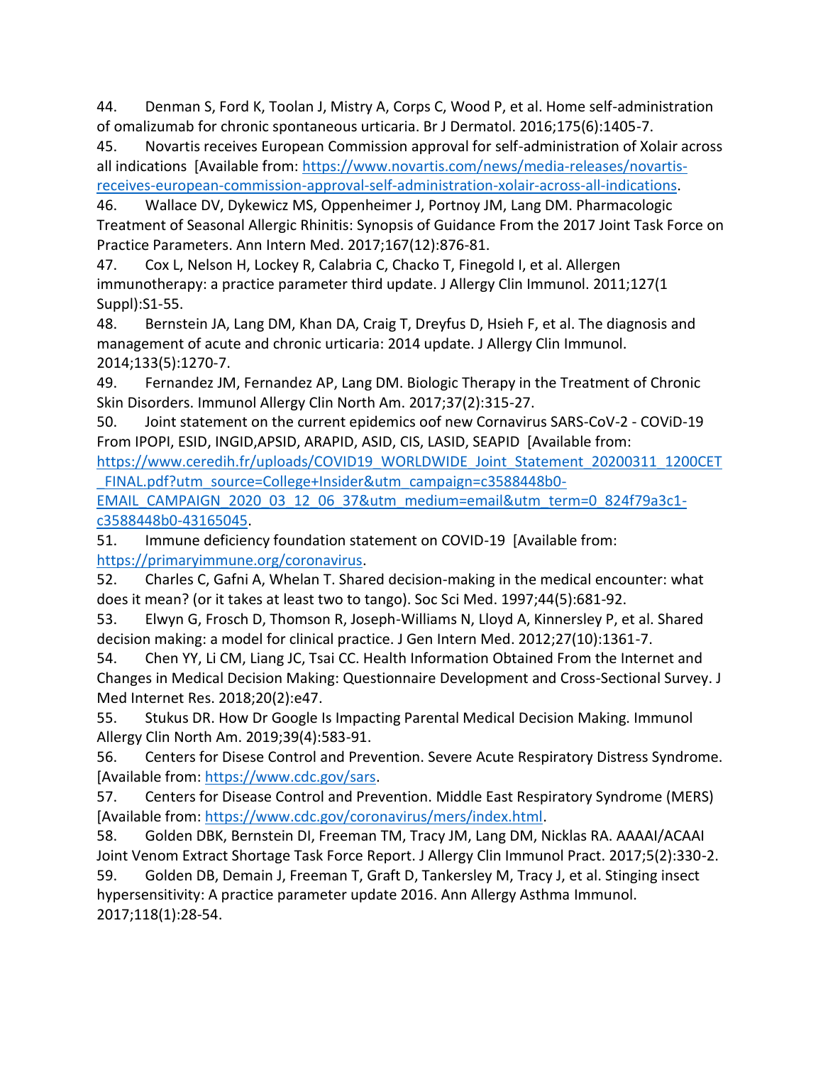44. Denman S, Ford K, Toolan J, Mistry A, Corps C, Wood P, et al. Home self-administration of omalizumab for chronic spontaneous urticaria. Br J Dermatol. 2016;175(6):1405-7.

45. Novartis receives European Commission approval for self-administration of Xolair across all indications [Available from: https://www.novartis.com/news/media-releases/novartis-receives-european-commission-approval-self-administration-xolair-across-all-indications.

46. Wallace DV, Dykewicz MS, Oppenheimer J, Portnoy JM, Lang DM. Pharmacologic Treatment of Seasonal Allergic Rhinitis: Synopsis of Guidance From the 2017 Joint Task Force on Practice Parameters. Ann Intern Med. 2017;167(12):876-81.

47. Cox L, Nelson H, Lockey R, Calabria C, Chacko T, Finegold I, et al. Allergen immunotherapy: a practice parameter third update. J Allergy Clin Immunol. 2011;127(1 Suppl):S1-55.

48. Bernstein JA, Lang DM, Khan DA, Craig T, Dreyfus D, Hsieh F, et al. The diagnosis and management of acute and chronic urticaria: 2014 update. J Allergy Clin Immunol. 2014;133(5):1270-7.

49. Fernandez JM, Fernandez AP, Lang DM. Biologic Therapy in the Treatment of Chronic Skin Disorders. Immunol Allergy Clin North Am. 2017;37(2):315-27.

50. Joint statement on the current epidemics oof new Cornavirus SARS-CoV-2 - COViD-19 From IPOPI, ESID, INGID,APSID, ARAPID, ASID, CIS, LASID, SEAPID [Available from: https://www.ceredih.fr/uploads/COVID19_WORLDWIDE_Joint_Statement_20200311_1200CET_FINAL.pdf?utm_source=College+Insider&utm_campaign=c3588448b0-EMAIL_CAMPAIGN_2020_03_12_06_37&utm_medium=email&utm_term=0_824f79a3c1-c3588448b0-43165045.

51. Immune deficiency foundation statement on COVID-19 [Available from: https://primaryimmune.org/coronavirus.

52. Charles C, Gafni A, Whelan T. Shared decision-making in the medical encounter: what does it mean? (or it takes at least two to tango). Soc Sci Med. 1997;44(5):681-92.

53. Elwyn G, Frosch D, Thomson R, Joseph-Williams N, Lloyd A, Kinnersley P, et al. Shared decision making: a model for clinical practice. J Gen Intern Med. 2012;27(10):1361-7.

54. Chen YY, Li CM, Liang JC, Tsai CC. Health Information Obtained From the Internet and Changes in Medical Decision Making: Questionnaire Development and Cross-Sectional Survey. J Med Internet Res. 2018;20(2):e47.

55. Stukus DR. How Dr Google Is Impacting Parental Medical Decision Making. Immunol Allergy Clin North Am. 2019;39(4):583-91.

56. Centers for Disese Control and Prevention. Severe Acute Respiratory Distress Syndrome. [Available from: https://www.cdc.gov/sars.

57. Centers for Disease Control and Prevention. Middle East Respiratory Syndrome (MERS) [Available from: https://www.cdc.gov/coronavirus/mers/index.html.

58. Golden DBK, Bernstein DI, Freeman TM, Tracy JM, Lang DM, Nicklas RA. AAAAI/ACAAI Joint Venom Extract Shortage Task Force Report. J Allergy Clin Immunol Pract. 2017;5(2):330-2.

59. Golden DB, Demain J, Freeman T, Graft D, Tankersley M, Tracy J, et al. Stinging insect hypersensitivity: A practice parameter update 2016. Ann Allergy Asthma Immunol. 2017;118(1):28-54.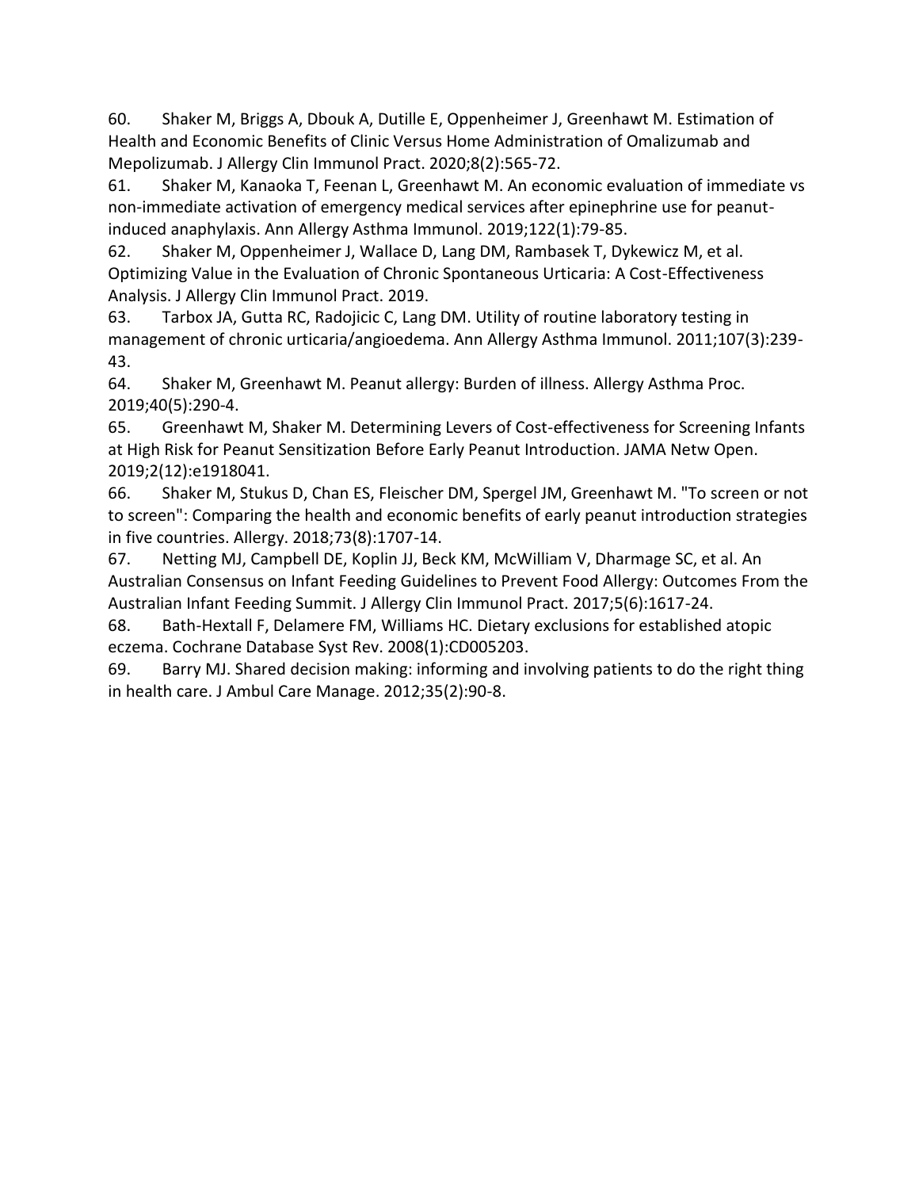60. Shaker M, Briggs A, Dbouk A, Dutille E, Oppenheimer J, Greenhawt M. Estimation of Health and Economic Benefits of Clinic Versus Home Administration of Omalizumab and Mepolizumab. J Allergy Clin Immunol Pract. 2020;8(2):565-72.

61. Shaker M, Kanaoka T, Feenan L, Greenhawt M. An economic evaluation of immediate vs non-immediate activation of emergency medical services after epinephrine use for peanut-induced anaphylaxis. Ann Allergy Asthma Immunol. 2019;122(1):79-85.

62. Shaker M, Oppenheimer J, Wallace D, Lang DM, Rambasek T, Dykewicz M, et al. Optimizing Value in the Evaluation of Chronic Spontaneous Urticaria: A Cost-Effectiveness Analysis. J Allergy Clin Immunol Pract. 2019.

63. Tarbox JA, Gutta RC, Radojicic C, Lang DM. Utility of routine laboratory testing in management of chronic urticaria/angioedema. Ann Allergy Asthma Immunol. 2011;107(3):239-43.

64. Shaker M, Greenhawt M. Peanut allergy: Burden of illness. Allergy Asthma Proc. 2019;40(5):290-4.

65. Greenhawt M, Shaker M. Determining Levers of Cost-effectiveness for Screening Infants at High Risk for Peanut Sensitization Before Early Peanut Introduction. JAMA Netw Open. 2019;2(12):e1918041.

66. Shaker M, Stukus D, Chan ES, Fleischer DM, Spergel JM, Greenhawt M. "To screen or not to screen": Comparing the health and economic benefits of early peanut introduction strategies in five countries. Allergy. 2018;73(8):1707-14.

67. Netting MJ, Campbell DE, Koplin JJ, Beck KM, McWilliam V, Dharmage SC, et al. An Australian Consensus on Infant Feeding Guidelines to Prevent Food Allergy: Outcomes From the Australian Infant Feeding Summit. J Allergy Clin Immunol Pract. 2017;5(6):1617-24.

68. Bath-Hextall F, Delamere FM, Williams HC. Dietary exclusions for established atopic eczema. Cochrane Database Syst Rev. 2008(1):CD005203.

69. Barry MJ. Shared decision making: informing and involving patients to do the right thing in health care. J Ambul Care Manage. 2012;35(2):90-8.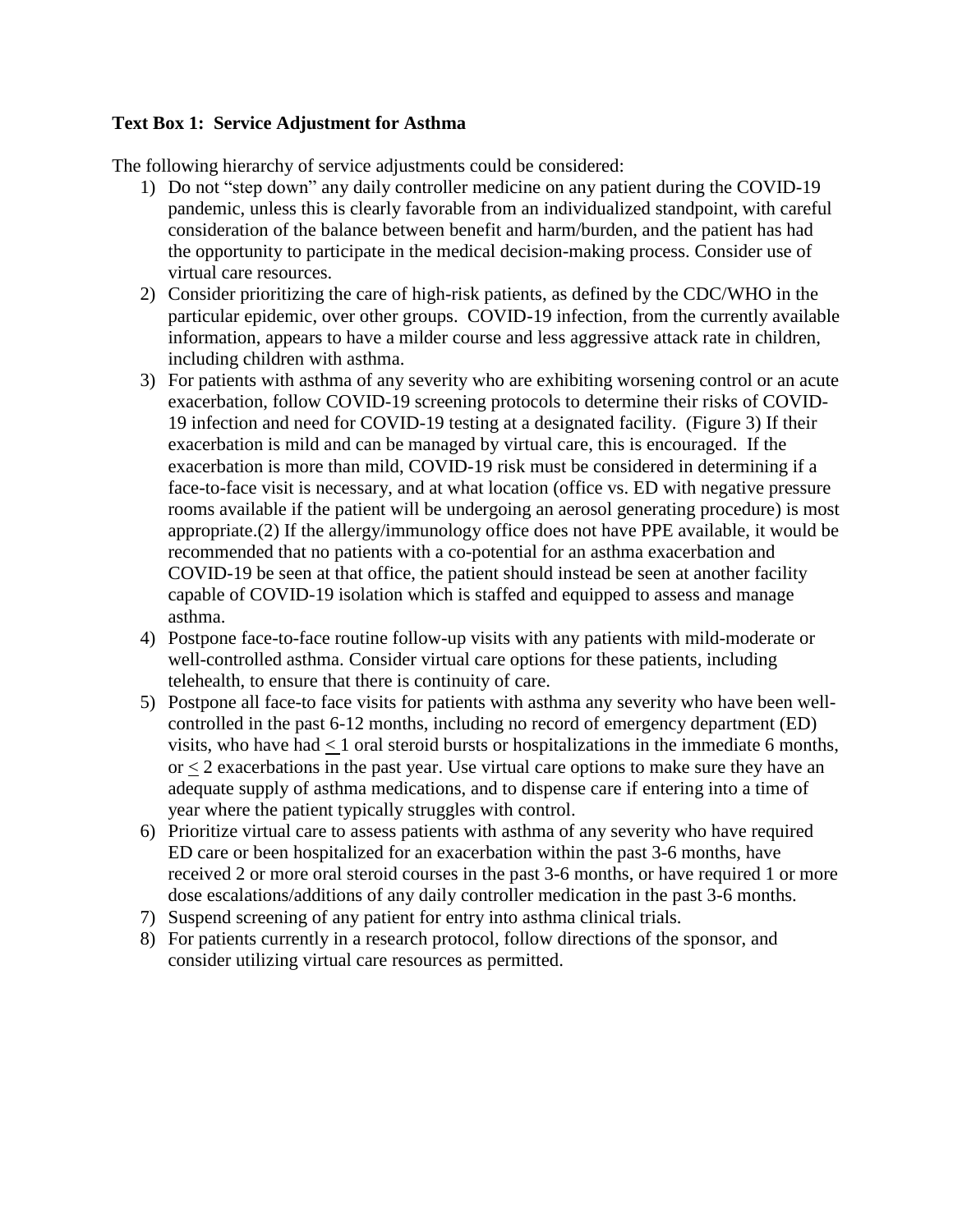**Text Box 1: Service Adjustment for Asthma**

The following hierarchy of service adjustments could be considered:

1) Do not "step down" any daily controller medicine on any patient during the COVID-19 pandemic, unless this is clearly favorable from an individualized standpoint, with careful consideration of the balance between benefit and harm/burden, and the patient has had the opportunity to participate in the medical decision-making process. Consider use of virtual care resources.
2) Consider prioritizing the care of high-risk patients, as defined by the CDC/WHO in the particular epidemic, over other groups. COVID-19 infection, from the currently available information, appears to have a milder course and less aggressive attack rate in children, including children with asthma.
3) For patients with asthma of any severity who are exhibiting worsening control or an acute exacerbation, follow COVID-19 screening protocols to determine their risks of COVID-19 infection and need for COVID-19 testing at a designated facility. (Figure 3) If their exacerbation is mild and can be managed by virtual care, this is encouraged. If the exacerbation is more than mild, COVID-19 risk must be considered in determining if a face-to-face visit is necessary, and at what location (office vs. ED with negative pressure rooms available if the patient will be undergoing an aerosol generating procedure) is most appropriate.(2) If the allergy/immunology office does not have PPE available, it would be recommended that no patients with a co-potential for an asthma exacerbation and COVID-19 be seen at that office, the patient should instead be seen at another facility capable of COVID-19 isolation which is staffed and equipped to assess and manage asthma.
4) Postpone face-to-face routine follow-up visits with any patients with mild-moderate or well-controlled asthma. Consider virtual care options for these patients, including telehealth, to ensure that there is continuity of care.
5) Postpone all face-to face visits for patients with asthma any severity who have been well-controlled in the past 6-12 months, including no record of emergency department (ED) visits, who have had $\leq 1$ oral steroid bursts or hospitalizations in the immediate 6 months, or $\leq 2$ exacerbations in the past year. Use virtual care options to make sure they have an adequate supply of asthma medications, and to dispense care if entering into a time of year where the patient typically struggles with control.
6) Prioritize virtual care to assess patients with asthma of any severity who have required ED care or been hospitalized for an exacerbation within the past 3-6 months, have received 2 or more oral steroid courses in the past 3-6 months, or have required 1 or more dose escalations/additions of any daily controller medication in the past 3-6 months.
7) Suspend screening of any patient for entry into asthma clinical trials.
8) For patients currently in a research protocol, follow directions of the sponsor, and consider utilizing virtual care resources as permitted.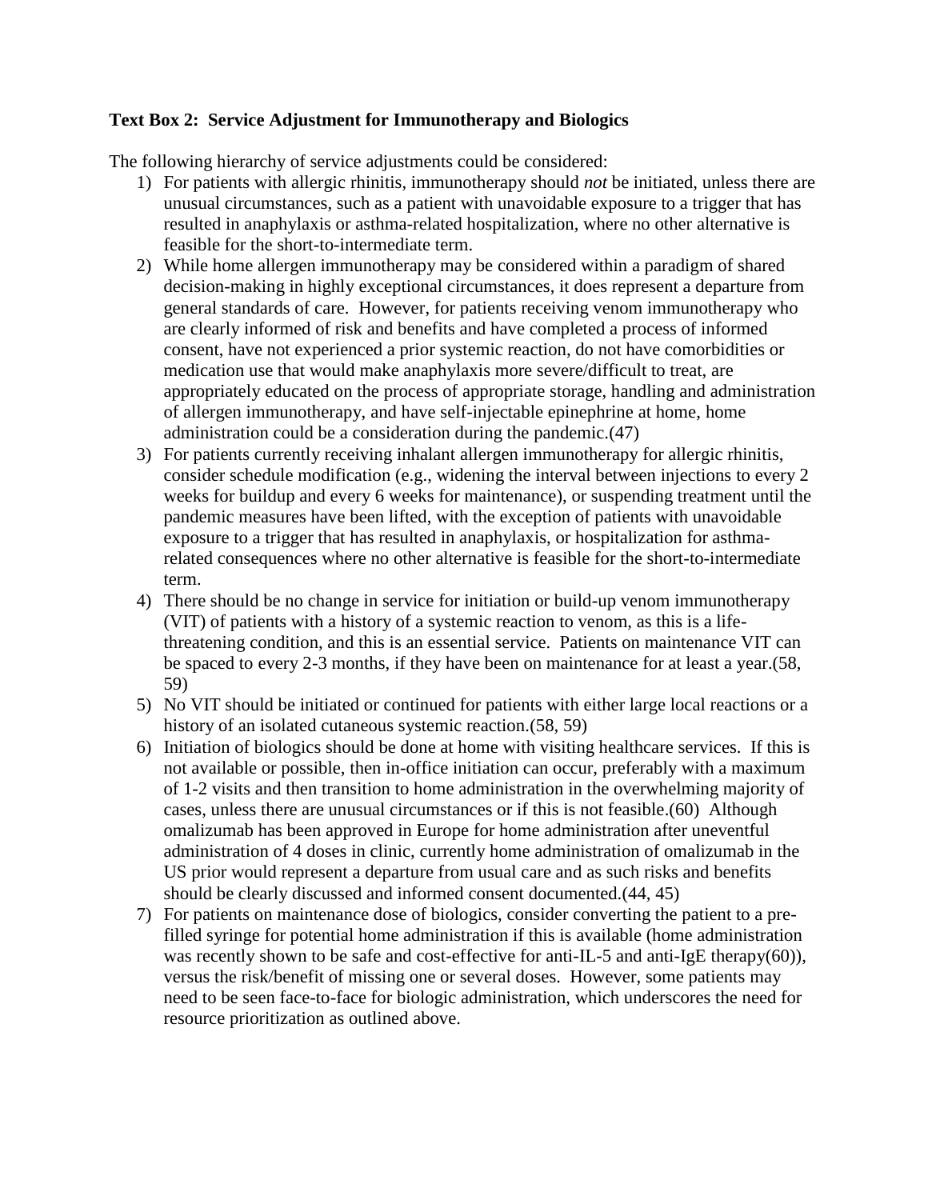**Text Box 2: Service Adjustment for Immunotherapy and Biologics**

The following hierarchy of service adjustments could be considered:

1) For patients with allergic rhinitis, immunotherapy should *not* be initiated, unless there are unusual circumstances, such as a patient with unavoidable exposure to a trigger that has resulted in anaphylaxis or asthma-related hospitalization, where no other alternative is feasible for the short-to-intermediate term.
2) While home allergen immunotherapy may be considered within a paradigm of shared decision-making in highly exceptional circumstances, it does represent a departure from general standards of care. However, for patients receiving venom immunotherapy who are clearly informed of risk and benefits and have completed a process of informed consent, have not experienced a prior systemic reaction, do not have comorbidities or medication use that would make anaphylaxis more severe/difficult to treat, are appropriately educated on the process of appropriate storage, handling and administration of allergen immunotherapy, and have self-injectable epinephrine at home, home administration could be a consideration during the pandemic.(47)
3) For patients currently receiving inhalant allergen immunotherapy for allergic rhinitis, consider schedule modification (e.g., widening the interval between injections to every 2 weeks for buildup and every 6 weeks for maintenance), or suspending treatment until the pandemic measures have been lifted, with the exception of patients with unavoidable exposure to a trigger that has resulted in anaphylaxis, or hospitalization for asthma-related consequences where no other alternative is feasible for the short-to-intermediate term.
4) There should be no change in service for initiation or build-up venom immunotherapy (VIT) of patients with a history of a systemic reaction to venom, as this is a life-threatening condition, and this is an essential service. Patients on maintenance VIT can be spaced to every 2-3 months, if they have been on maintenance for at least a year.(58, 59)
5) No VIT should be initiated or continued for patients with either large local reactions or a history of an isolated cutaneous systemic reaction.(58, 59)
6) Initiation of biologics should be done at home with visiting healthcare services. If this is not available or possible, then in-office initiation can occur, preferably with a maximum of 1-2 visits and then transition to home administration in the overwhelming majority of cases, unless there are unusual circumstances or if this is not feasible.(60) Although omalizumab has been approved in Europe for home administration after uneventful administration of 4 doses in clinic, currently home administration of omalizumab in the US prior would represent a departure from usual care and as such risks and benefits should be clearly discussed and informed consent documented.(44, 45)
7) For patients on maintenance dose of biologics, consider converting the patient to a pre-filled syringe for potential home administration if this is available (home administration was recently shown to be safe and cost-effective for anti-IL-5 and anti-IgE therapy(60)), versus the risk/benefit of missing one or several doses. However, some patients may need to be seen face-to-face for biologic administration, which underscores the need for resource prioritization as outlined above.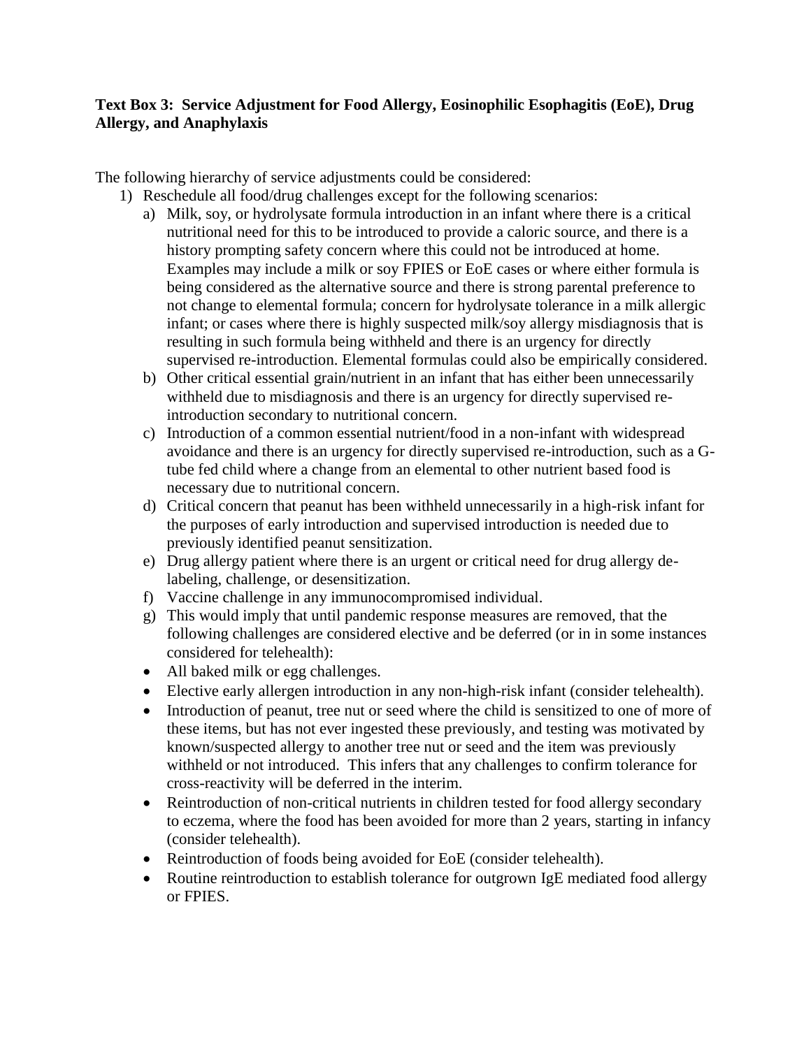**Text Box 3: Service Adjustment for Food Allergy, Eosinophilic Esophagitis (EoE), Drug Allergy, and Anaphylaxis**

The following hierarchy of service adjustments could be considered:

1) Reschedule all food/drug challenges except for the following scenarios:
   a) Milk, soy, or hydrolysate formula introduction in an infant where there is a critical nutritional need for this to be introduced to provide a caloric source, and there is a history prompting safety concern where this could not be introduced at home. Examples may include a milk or soy FPIES or EoE cases or where either formula is being considered as the alternative source and there is strong parental preference to not change to elemental formula; concern for hydrolysate tolerance in a milk allergic infant; or cases where there is highly suspected milk/soy allergy misdiagnosis that is resulting in such formula being withheld and there is an urgency for directly supervised re-introduction. Elemental formulas could also be empirically considered.
   b) Other critical essential grain/nutrient in an infant that has either been unnecessarily withheld due to misdiagnosis and there is an urgency for directly supervised re-introduction secondary to nutritional concern.
   c) Introduction of a common essential nutrient/food in a non-infant with widespread avoidance and there is an urgency for directly supervised re-introduction, such as a G-tube fed child where a change from an elemental to other nutrient based food is necessary due to nutritional concern.
   d) Critical concern that peanut has been withheld unnecessarily in a high-risk infant for the purposes of early introduction and supervised introduction is needed due to previously identified peanut sensitization.
   e) Drug allergy patient where there is an urgent or critical need for drug allergy de-labeling, challenge, or desensitization.
   f) Vaccine challenge in any immunocompromised individual.
   g) This would imply that until pandemic response measures are removed, that the following challenges are considered elective and be deferred (or in in some instances considered for telehealth):
   - All baked milk or egg challenges.
   - Elective early allergen introduction in any non-high-risk infant (consider telehealth).
   - Introduction of peanut, tree nut or seed where the child is sensitized to one of more of these items, but has not ever ingested these previously, and testing was motivated by known/suspected allergy to another tree nut or seed and the item was previously withheld or not introduced. This infers that any challenges to confirm tolerance for cross-reactivity will be deferred in the interim.
   - Reintroduction of non-critical nutrients in children tested for food allergy secondary to eczema, where the food has been avoided for more than 2 years, starting in infancy (consider telehealth).
   - Reintroduction of foods being avoided for EoE (consider telehealth).
   - Routine reintroduction to establish tolerance for outgrown IgE mediated food allergy or FPIES.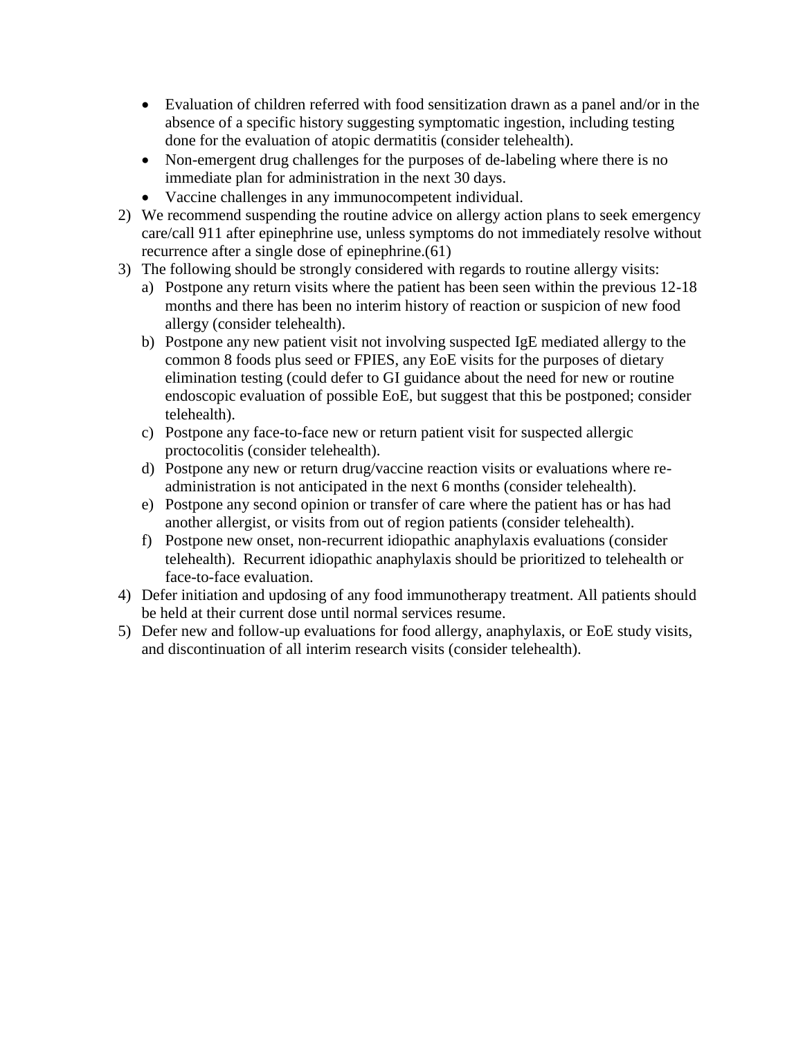- Evaluation of children referred with food sensitization drawn as a panel and/or in the absence of a specific history suggesting symptomatic ingestion, including testing done for the evaluation of atopic dermatitis (consider telehealth).
- Non-emergent drug challenges for the purposes of de-labeling where there is no immediate plan for administration in the next 30 days.
- Vaccine challenges in any immunocompetent individual.

2) We recommend suspending the routine advice on allergy action plans to seek emergency care/call 911 after epinephrine use, unless symptoms do not immediately resolve without recurrence after a single dose of epinephrine.(61)
3) The following should be strongly considered with regards to routine allergy visits:
   a) Postpone any return visits where the patient has been seen within the previous 12-18 months and there has been no interim history of reaction or suspicion of new food allergy (consider telehealth).
   b) Postpone any new patient visit not involving suspected IgE mediated allergy to the common 8 foods plus seed or FPIES, any EoE visits for the purposes of dietary elimination testing (could defer to GI guidance about the need for new or routine endoscopic evaluation of possible EoE, but suggest that this be postponed; consider telehealth).
   c) Postpone any face-to-face new or return patient visit for suspected allergic proctocolitis (consider telehealth).
   d) Postpone any new or return drug/vaccine reaction visits or evaluations where re-administration is not anticipated in the next 6 months (consider telehealth).
   e) Postpone any second opinion or transfer of care where the patient has or has had another allergist, or visits from out of region patients (consider telehealth).
   f) Postpone new onset, non-recurrent idiopathic anaphylaxis evaluations (consider telehealth). Recurrent idiopathic anaphylaxis should be prioritized to telehealth or face-to-face evaluation.
4) Defer initiation and updosing of any food immunotherapy treatment. All patients should be held at their current dose until normal services resume.
5) Defer new and follow-up evaluations for food allergy, anaphylaxis, or EoE study visits, and discontinuation of all interim research visits (consider telehealth).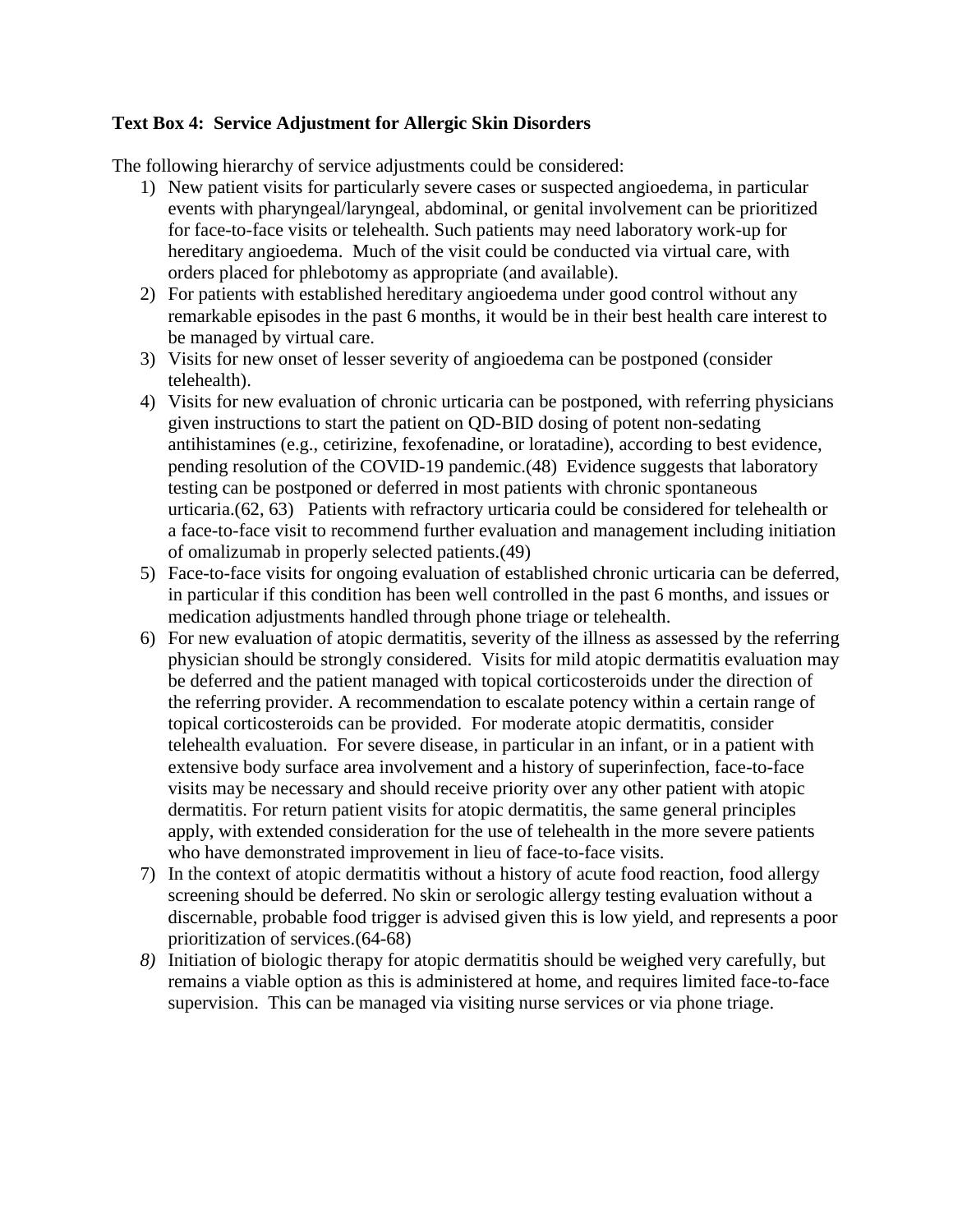**Text Box 4: Service Adjustment for Allergic Skin Disorders**

The following hierarchy of service adjustments could be considered:

1) New patient visits for particularly severe cases or suspected angioedema, in particular events with pharyngeal/laryngeal, abdominal, or genital involvement can be prioritized for face-to-face visits or telehealth. Such patients may need laboratory work-up for hereditary angioedema. Much of the visit could be conducted via virtual care, with orders placed for phlebotomy as appropriate (and available).
2) For patients with established hereditary angioedema under good control without any remarkable episodes in the past 6 months, it would be in their best health care interest to be managed by virtual care.
3) Visits for new onset of lesser severity of angioedema can be postponed (consider telehealth).
4) Visits for new evaluation of chronic urticaria can be postponed, with referring physicians given instructions to start the patient on QD-BID dosing of potent non-sedating antihistamines (e.g., cetirizine, fexofenadine, or loratadine), according to best evidence, pending resolution of the COVID-19 pandemic.(48) Evidence suggests that laboratory testing can be postponed or deferred in most patients with chronic spontaneous urticaria.(62, 63) Patients with refractory urticaria could be considered for telehealth or a face-to-face visit to recommend further evaluation and management including initiation of omalizumab in properly selected patients.(49)
5) Face-to-face visits for ongoing evaluation of established chronic urticaria can be deferred, in particular if this condition has been well controlled in the past 6 months, and issues or medication adjustments handled through phone triage or telehealth.
6) For new evaluation of atopic dermatitis, severity of the illness as assessed by the referring physician should be strongly considered. Visits for mild atopic dermatitis evaluation may be deferred and the patient managed with topical corticosteroids under the direction of the referring provider. A recommendation to escalate potency within a certain range of topical corticosteroids can be provided. For moderate atopic dermatitis, consider telehealth evaluation. For severe disease, in particular in an infant, or in a patient with extensive body surface area involvement and a history of superinfection, face-to-face visits may be necessary and should receive priority over any other patient with atopic dermatitis. For return patient visits for atopic dermatitis, the same general principles apply, with extended consideration for the use of telehealth in the more severe patients who have demonstrated improvement in lieu of face-to-face visits.
7) In the context of atopic dermatitis without a history of acute food reaction, food allergy screening should be deferred. No skin or serologic allergy testing evaluation without a discernable, probable food trigger is advised given this is low yield, and represents a poor prioritization of services.(64-68)
8) Initiation of biologic therapy for atopic dermatitis should be weighed very carefully, but remains a viable option as this is administered at home, and requires limited face-to-face supervision. This can be managed via visiting nurse services or via phone triage.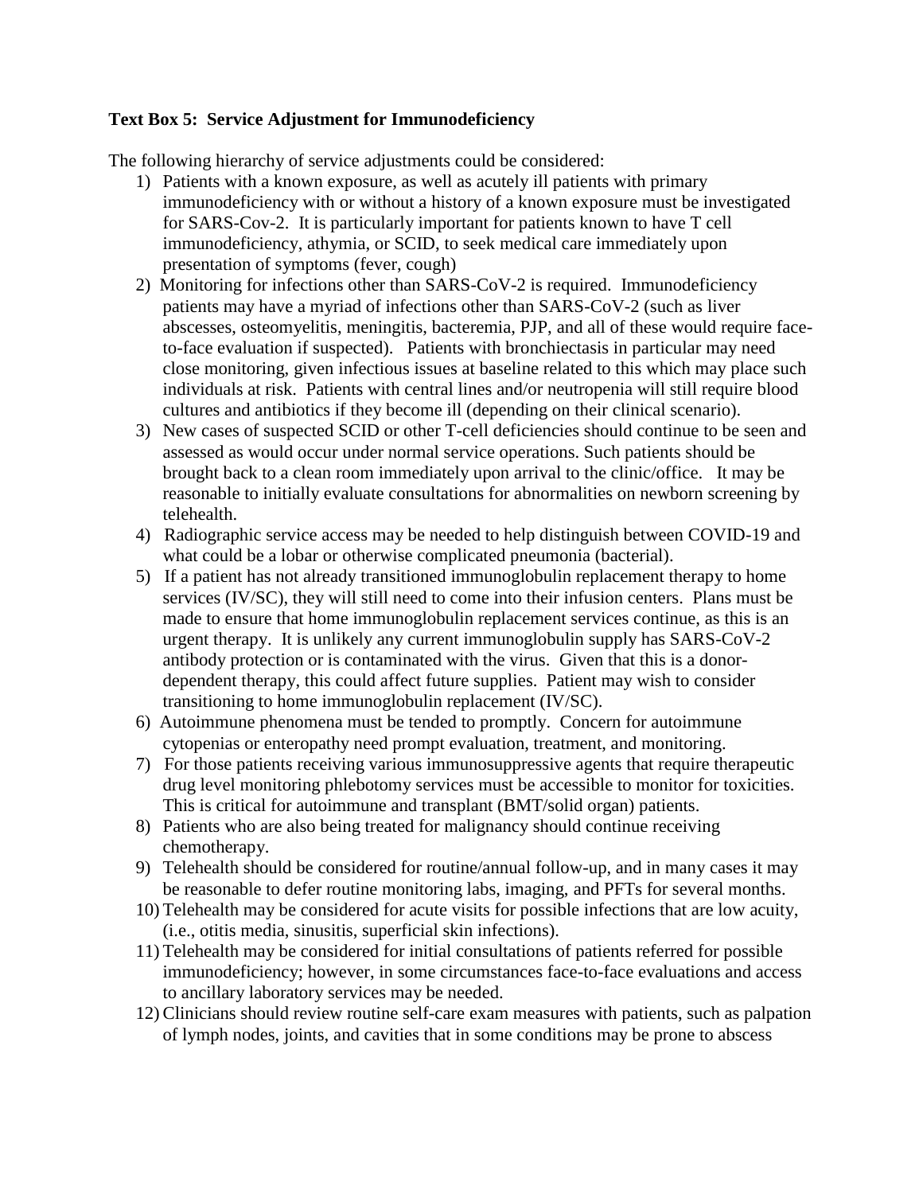**Text Box 5: Service Adjustment for Immunodeficiency**

The following hierarchy of service adjustments could be considered:

1) Patients with a known exposure, as well as acutely ill patients with primary immunodeficiency with or without a history of a known exposure must be investigated for SARS-Cov-2. It is particularly important for patients known to have T cell immunodeficiency, athymia, or SCID, to seek medical care immediately upon presentation of symptoms (fever, cough)
2) Monitoring for infections other than SARS-CoV-2 is required. Immunodeficiency patients may have a myriad of infections other than SARS-CoV-2 (such as liver abscesses, osteomyelitis, meningitis, bacteremia, PJP, and all of these would require face-to-face evaluation if suspected). Patients with bronchiectasis in particular may need close monitoring, given infectious issues at baseline related to this which may place such individuals at risk. Patients with central lines and/or neutropenia will still require blood cultures and antibiotics if they become ill (depending on their clinical scenario).
3) New cases of suspected SCID or other T-cell deficiencies should continue to be seen and assessed as would occur under normal service operations. Such patients should be brought back to a clean room immediately upon arrival to the clinic/office. It may be reasonable to initially evaluate consultations for abnormalities on newborn screening by telehealth.
4) Radiographic service access may be needed to help distinguish between COVID-19 and what could be a lobar or otherwise complicated pneumonia (bacterial).
5) If a patient has not already transitioned immunoglobulin replacement therapy to home services (IV/SC), they will still need to come into their infusion centers. Plans must be made to ensure that home immunoglobulin replacement services continue, as this is an urgent therapy. It is unlikely any current immunoglobulin supply has SARS-CoV-2 antibody protection or is contaminated with the virus. Given that this is a donor-dependent therapy, this could affect future supplies. Patient may wish to consider transitioning to home immunoglobulin replacement (IV/SC).
6) Autoimmune phenomena must be tended to promptly. Concern for autoimmune cytopenias or enteropathy need prompt evaluation, treatment, and monitoring.
7) For those patients receiving various immunosuppressive agents that require therapeutic drug level monitoring phlebotomy services must be accessible to monitor for toxicities. This is critical for autoimmune and transplant (BMT/solid organ) patients.
8) Patients who are also being treated for malignancy should continue receiving chemotherapy.
9) Telehealth should be considered for routine/annual follow-up, and in many cases it may be reasonable to defer routine monitoring labs, imaging, and PFTs for several months.
10) Telehealth may be considered for acute visits for possible infections that are low acuity, (i.e., otitis media, sinusitis, superficial skin infections).
11) Telehealth may be considered for initial consultations of patients referred for possible immunodeficiency; however, in some circumstances face-to-face evaluations and access to ancillary laboratory services may be needed.
12) Clinicians should review routine self-care exam measures with patients, such as palpation of lymph nodes, joints, and cavities that in some conditions may be prone to abscess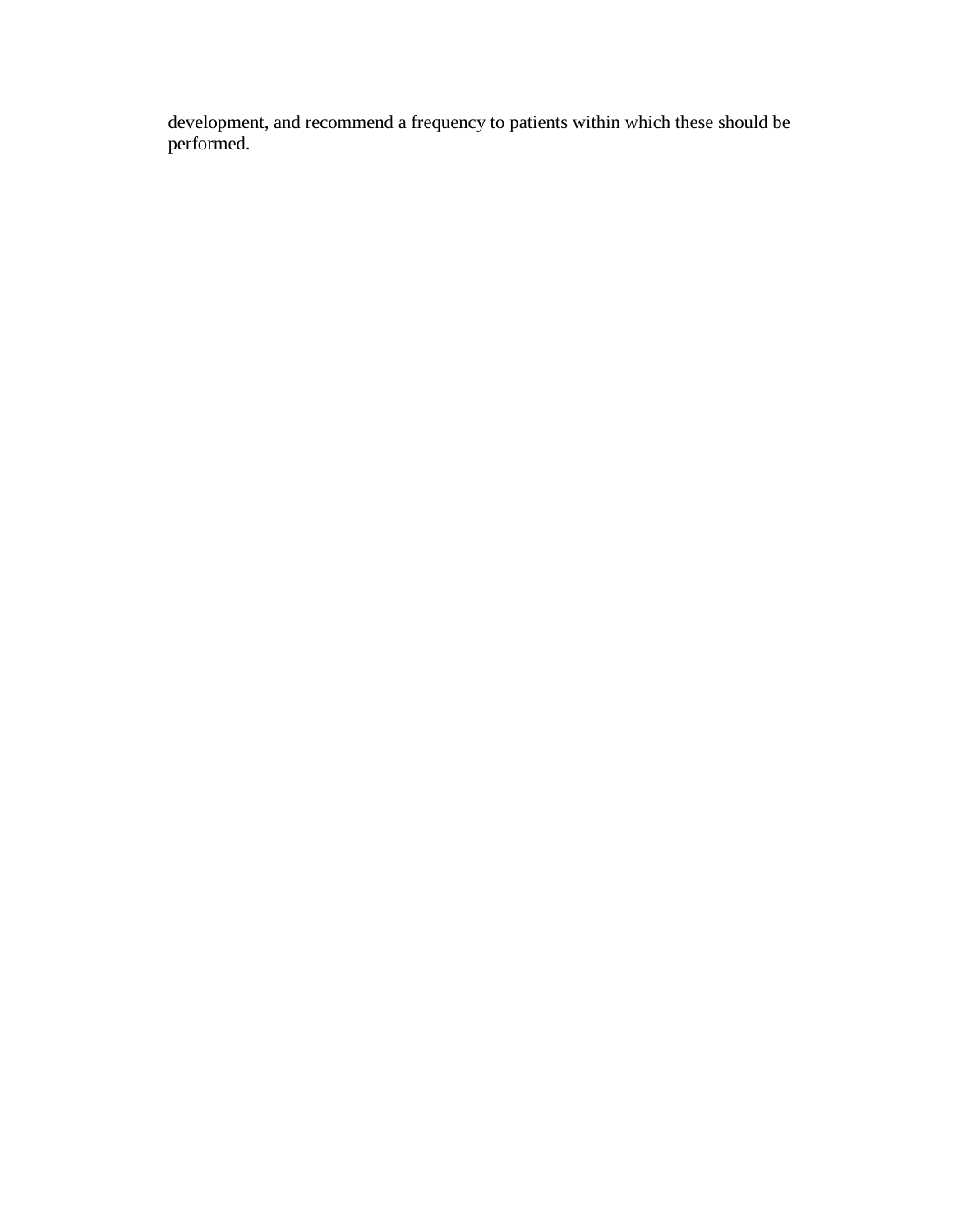development, and recommend a frequency to patients within which these should be performed.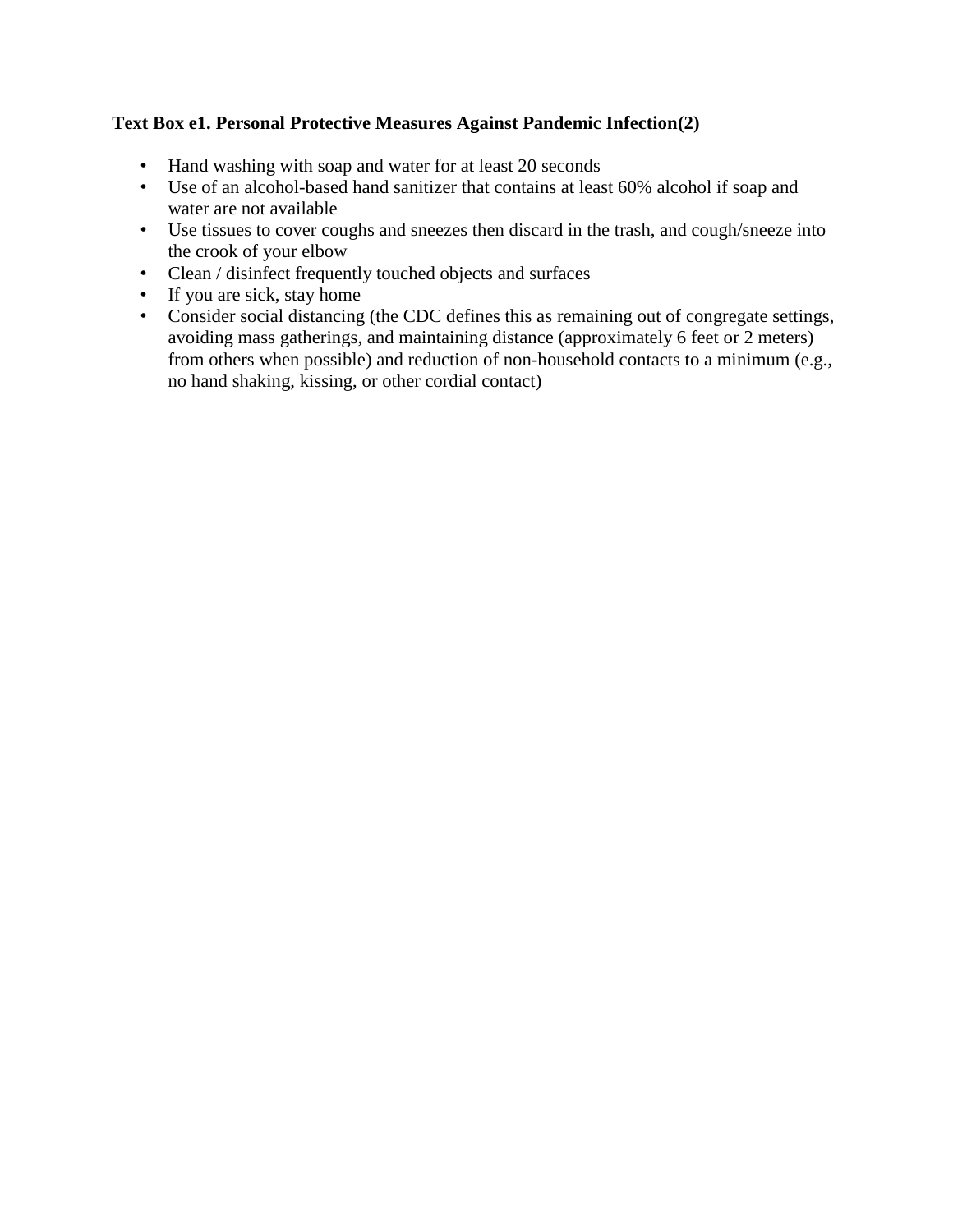**Text Box e1. Personal Protective Measures Against Pandemic Infection(2)**

- Hand washing with soap and water for at least 20 seconds
- Use of an alcohol-based hand sanitizer that contains at least 60% alcohol if soap and water are not available
- Use tissues to cover coughs and sneezes then discard in the trash, and cough/sneeze into the crook of your elbow
- Clean / disinfect frequently touched objects and surfaces
- If you are sick, stay home
- Consider social distancing (the CDC defines this as remaining out of congregate settings, avoiding mass gatherings, and maintaining distance (approximately 6 feet or 2 meters) from others when possible) and reduction of non-household contacts to a minimum (e.g., no hand shaking, kissing, or other cordial contact)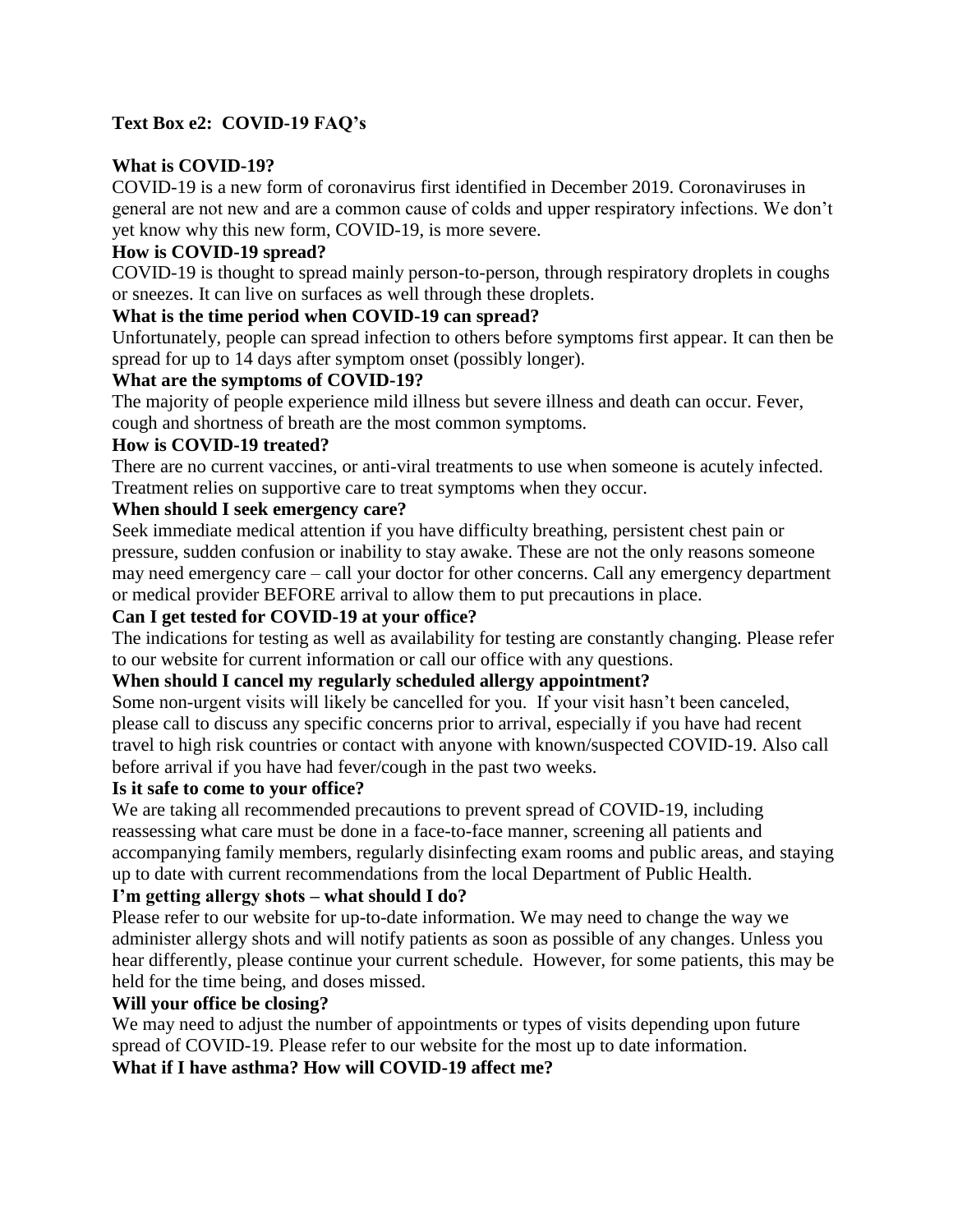**Text Box e2: COVID-19 FAQ's**

**What is COVID-19?**

COVID-19 is a new form of coronavirus first identified in December 2019. Coronaviruses in general are not new and are a common cause of colds and upper respiratory infections. We don't yet know why this new form, COVID-19, is more severe.

**How is COVID-19 spread?**

COVID-19 is thought to spread mainly person-to-person, through respiratory droplets in coughs or sneezes. It can live on surfaces as well through these droplets.

**What is the time period when COVID-19 can spread?**

Unfortunately, people can spread infection to others before symptoms first appear. It can then be spread for up to 14 days after symptom onset (possibly longer).

**What are the symptoms of COVID-19?**

The majority of people experience mild illness but severe illness and death can occur. Fever, cough and shortness of breath are the most common symptoms.

**How is COVID-19 treated?**

There are no current vaccines, or anti-viral treatments to use when someone is acutely infected. Treatment relies on supportive care to treat symptoms when they occur.

**When should I seek emergency care?**

Seek immediate medical attention if you have difficulty breathing, persistent chest pain or pressure, sudden confusion or inability to stay awake. These are not the only reasons someone may need emergency care – call your doctor for other concerns. Call any emergency department or medical provider BEFORE arrival to allow them to put precautions in place.

**Can I get tested for COVID-19 at your office?**

The indications for testing as well as availability for testing are constantly changing. Please refer to our website for current information or call our office with any questions.

**When should I cancel my regularly scheduled allergy appointment?**

Some non-urgent visits will likely be cancelled for you. If your visit hasn't been canceled, please call to discuss any specific concerns prior to arrival, especially if you have had recent travel to high risk countries or contact with anyone with known/suspected COVID-19. Also call before arrival if you have had fever/cough in the past two weeks.

**Is it safe to come to your office?**

We are taking all recommended precautions to prevent spread of COVID-19, including reassessing what care must be done in a face-to-face manner, screening all patients and accompanying family members, regularly disinfecting exam rooms and public areas, and staying up to date with current recommendations from the local Department of Public Health.

**I'm getting allergy shots – what should I do?**

Please refer to our website for up-to-date information. We may need to change the way we administer allergy shots and will notify patients as soon as possible of any changes. Unless you hear differently, please continue your current schedule. However, for some patients, this may be held for the time being, and doses missed.

**Will your office be closing?**

We may need to adjust the number of appointments or types of visits depending upon future spread of COVID-19. Please refer to our website for the most up to date information.

**What if I have asthma? How will COVID-19 affect me?**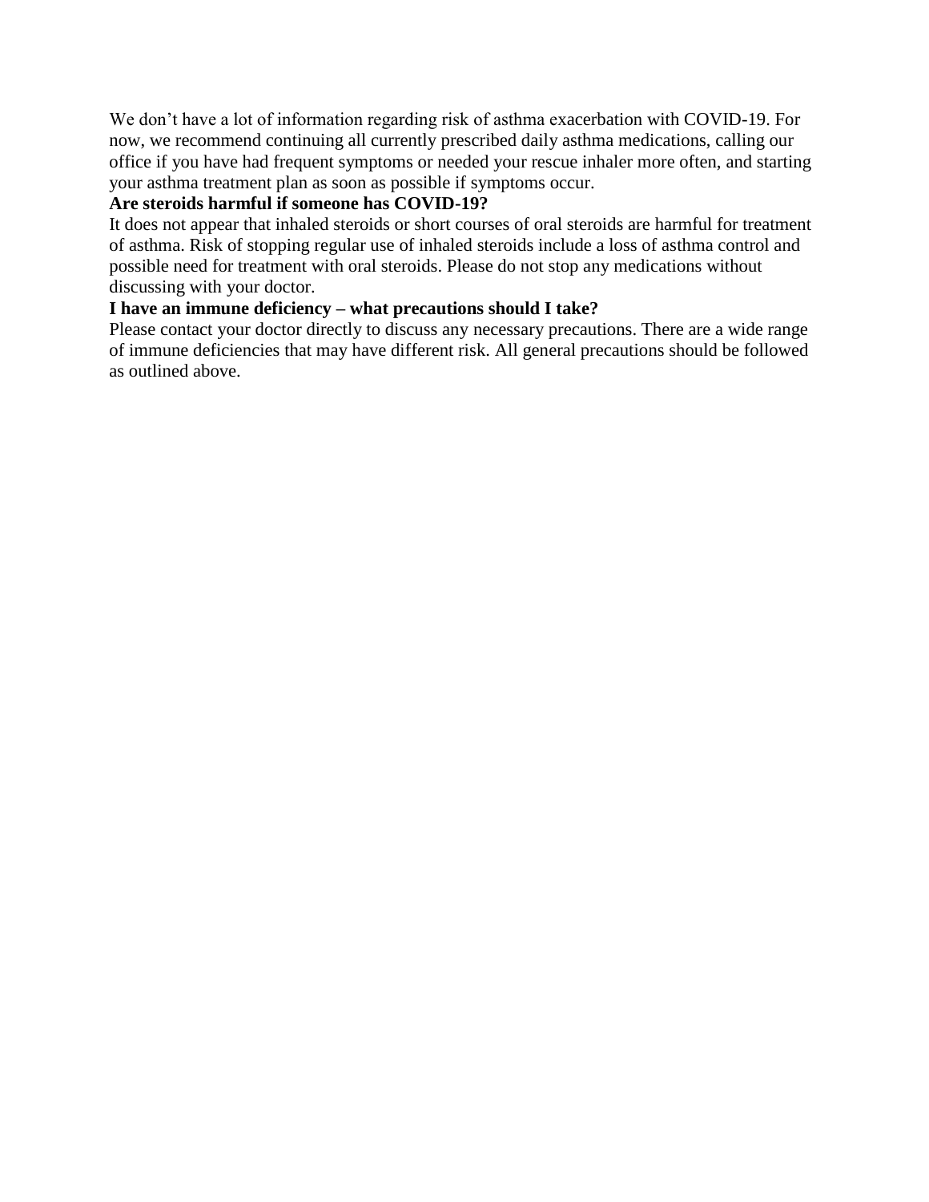We don’t have a lot of information regarding risk of asthma exacerbation with COVID-19. For now, we recommend continuing all currently prescribed daily asthma medications, calling our office if you have had frequent symptoms or needed your rescue inhaler more often, and starting your asthma treatment plan as soon as possible if symptoms occur.

**Are steroids harmful if someone has COVID-19?**

It does not appear that inhaled steroids or short courses of oral steroids are harmful for treatment of asthma. Risk of stopping regular use of inhaled steroids include a loss of asthma control and possible need for treatment with oral steroids. Please do not stop any medications without discussing with your doctor.

**I have an immune deficiency – what precautions should I take?**

Please contact your doctor directly to discuss any necessary precautions. There are a wide range of immune deficiencies that may have different risk. All general precautions should be followed as outlined above.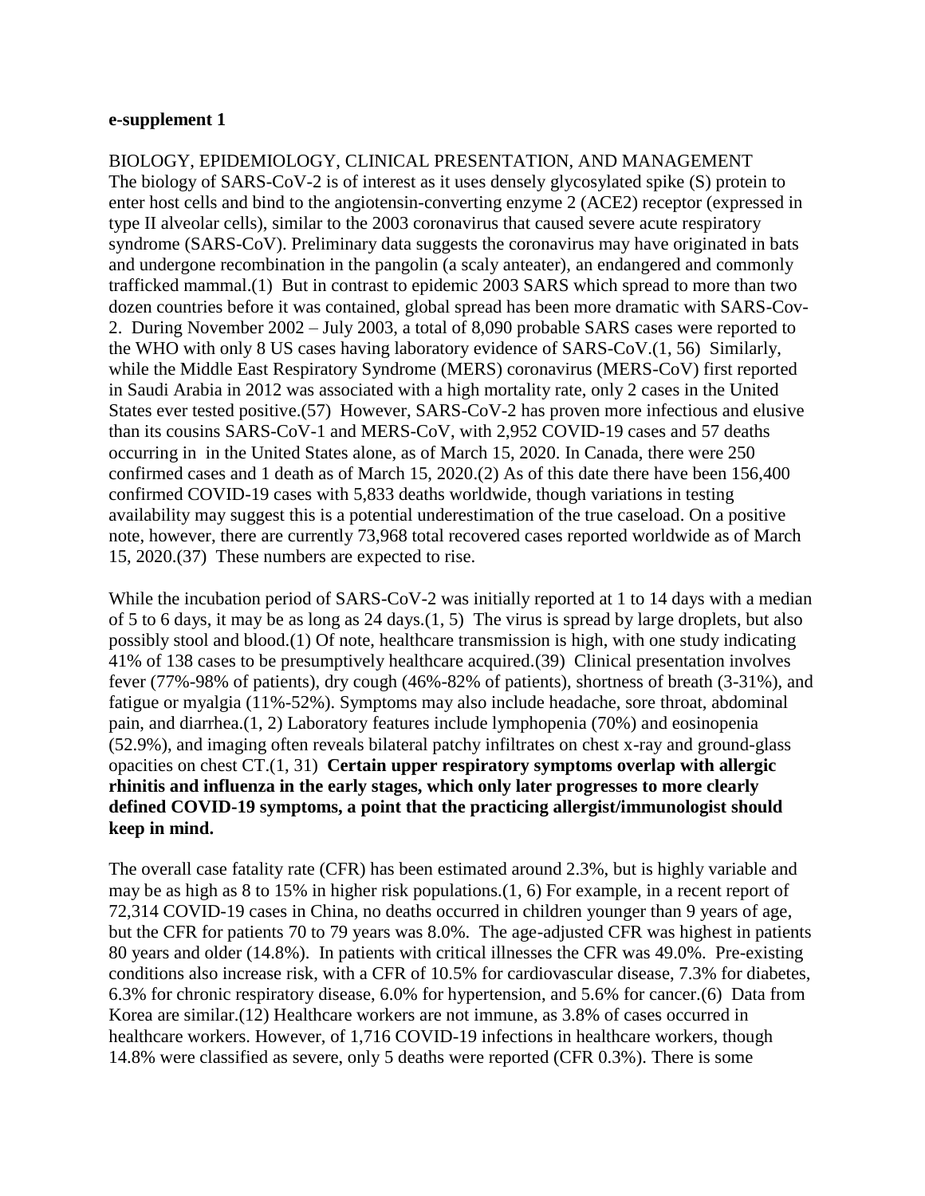**e-supplement 1**

BIOLOGY, EPIDEMIOLOGY, CLINICAL PRESENTATION, AND MANAGEMENT

The biology of SARS-CoV-2 is of interest as it uses densely glycosylated spike (S) protein to enter host cells and bind to the angiotensin-converting enzyme 2 (ACE2) receptor (expressed in type II alveolar cells), similar to the 2003 coronavirus that caused severe acute respiratory syndrome (SARS-CoV). Preliminary data suggests the coronavirus may have originated in bats and undergone recombination in the pangolin (a scaly anteater), an endangered and commonly trafficked mammal.(1) But in contrast to epidemic 2003 SARS which spread to more than two dozen countries before it was contained, global spread has been more dramatic with SARS-Cov-2. During November 2002 – July 2003, a total of 8,090 probable SARS cases were reported to the WHO with only 8 US cases having laboratory evidence of SARS-CoV.(1, 56) Similarly, while the Middle East Respiratory Syndrome (MERS) coronavirus (MERS-CoV) first reported in Saudi Arabia in 2012 was associated with a high mortality rate, only 2 cases in the United States ever tested positive.(57) However, SARS-CoV-2 has proven more infectious and elusive than its cousins SARS-CoV-1 and MERS-CoV, with 2,952 COVID-19 cases and 57 deaths occurring in in the United States alone, as of March 15, 2020. In Canada, there were 250 confirmed cases and 1 death as of March 15, 2020.(2) As of this date there have been 156,400 confirmed COVID-19 cases with 5,833 deaths worldwide, though variations in testing availability may suggest this is a potential underestimation of the true caseload. On a positive note, however, there are currently 73,968 total recovered cases reported worldwide as of March 15, 2020.(37) These numbers are expected to rise.

While the incubation period of SARS-CoV-2 was initially reported at 1 to 14 days with a median of 5 to 6 days, it may be as long as 24 days.(1, 5) The virus is spread by large droplets, but also possibly stool and blood.(1) Of note, healthcare transmission is high, with one study indicating 41% of 138 cases to be presumptively healthcare acquired.(39) Clinical presentation involves fever (77%-98% of patients), dry cough (46%-82% of patients), shortness of breath (3-31%), and fatigue or myalgia (11%-52%). Symptoms may also include headache, sore throat, abdominal pain, and diarrhea.(1, 2) Laboratory features include lymphopenia (70%) and eosinopenia (52.9%), and imaging often reveals bilateral patchy infiltrates on chest x-ray and ground-glass opacities on chest CT.(1, 31) **Certain upper respiratory symptoms overlap with allergic rhinitis and influenza in the early stages, which only later progresses to more clearly defined COVID-19 symptoms, a point that the practicing allergist/immunologist should keep in mind.**

The overall case fatality rate (CFR) has been estimated around 2.3%, but is highly variable and may be as high as 8 to 15% in higher risk populations.(1, 6) For example, in a recent report of 72,314 COVID-19 cases in China, no deaths occurred in children younger than 9 years of age, but the CFR for patients 70 to 79 years was 8.0%. The age-adjusted CFR was highest in patients 80 years and older (14.8%). In patients with critical illnesses the CFR was 49.0%. Pre-existing conditions also increase risk, with a CFR of 10.5% for cardiovascular disease, 7.3% for diabetes, 6.3% for chronic respiratory disease, 6.0% for hypertension, and 5.6% for cancer.(6) Data from Korea are similar.(12) Healthcare workers are not immune, as 3.8% of cases occurred in healthcare workers. However, of 1,716 COVID-19 infections in healthcare workers, though 14.8% were classified as severe, only 5 deaths were reported (CFR 0.3%). There is some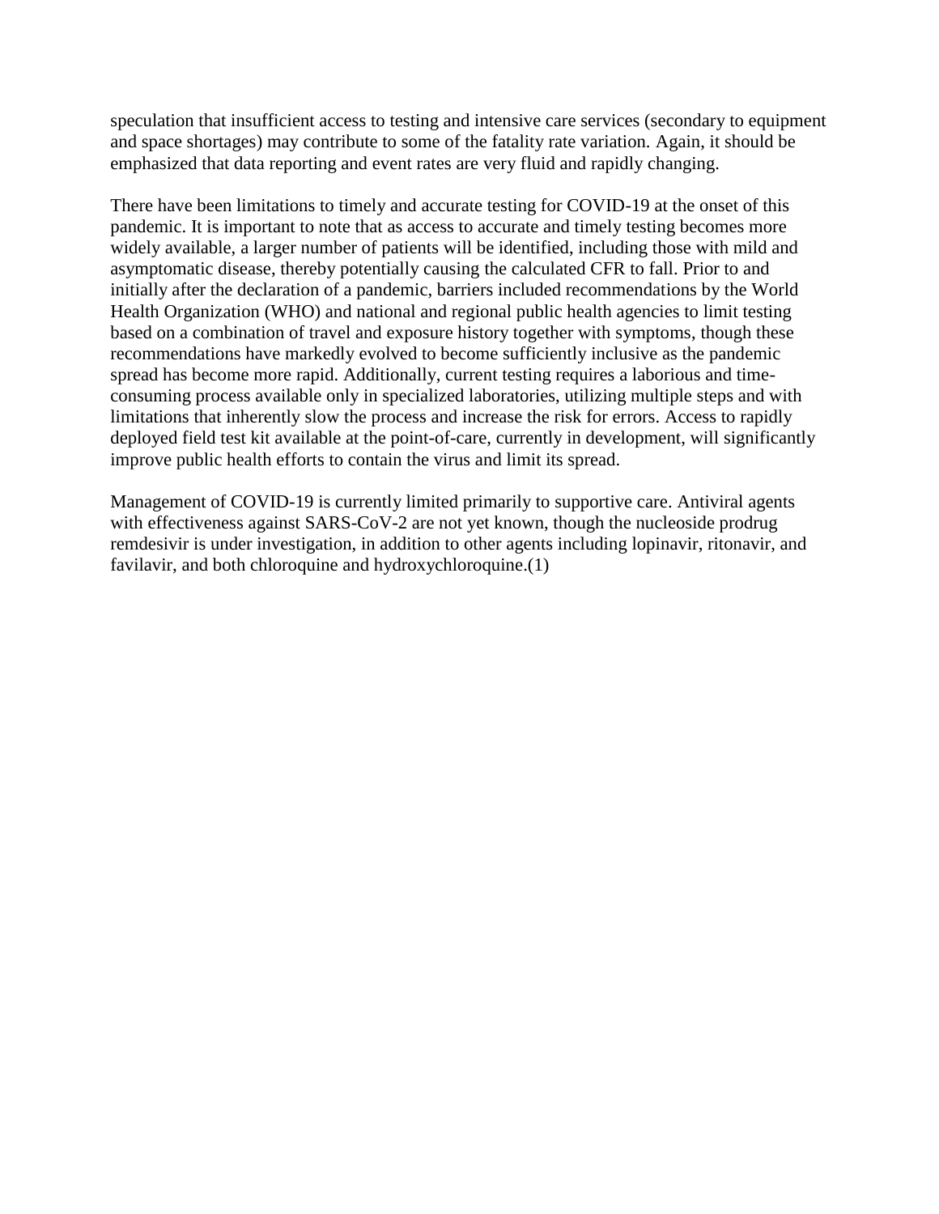speculation that insufficient access to testing and intensive care services (secondary to equipment and space shortages) may contribute to some of the fatality rate variation. Again, it should be emphasized that data reporting and event rates are very fluid and rapidly changing.

There have been limitations to timely and accurate testing for COVID-19 at the onset of this pandemic. It is important to note that as access to accurate and timely testing becomes more widely available, a larger number of patients will be identified, including those with mild and asymptomatic disease, thereby potentially causing the calculated CFR to fall. Prior to and initially after the declaration of a pandemic, barriers included recommendations by the World Health Organization (WHO) and national and regional public health agencies to limit testing based on a combination of travel and exposure history together with symptoms, though these recommendations have markedly evolved to become sufficiently inclusive as the pandemic spread has become more rapid. Additionally, current testing requires a laborious and time-consuming process available only in specialized laboratories, utilizing multiple steps and with limitations that inherently slow the process and increase the risk for errors. Access to rapidly deployed field test kit available at the point-of-care, currently in development, will significantly improve public health efforts to contain the virus and limit its spread.

Management of COVID-19 is currently limited primarily to supportive care. Antiviral agents with effectiveness against SARS-CoV-2 are not yet known, though the nucleoside prodrug remdesivir is under investigation, in addition to other agents including lopinavir, ritonavir, and favilavir, and both chloroquine and hydroxychloroquine.(1)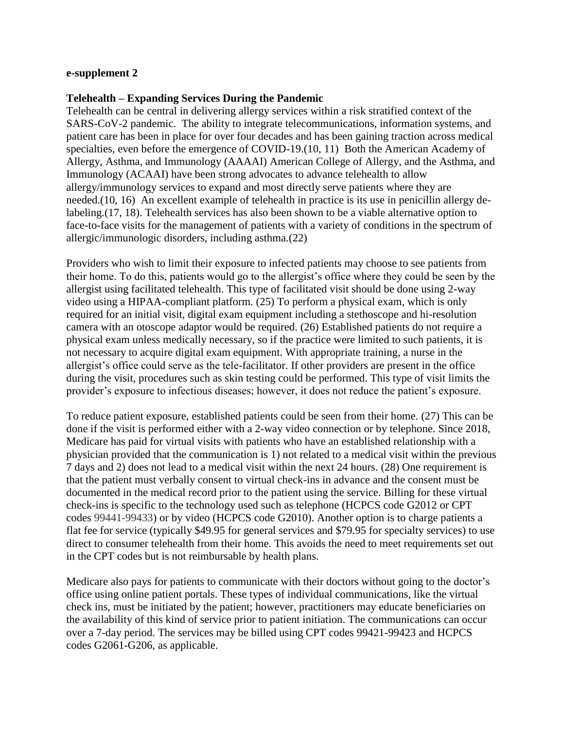**e-supplement 2**

**Telehealth – Expanding Services During the Pandemic**

Telehealth can be central in delivering allergy services within a risk stratified context of the SARS-CoV-2 pandemic. The ability to integrate telecommunications, information systems, and patient care has been in place for over four decades and has been gaining traction across medical specialties, even before the emergence of COVID-19.(10, 11) Both the American Academy of Allergy, Asthma, and Immunology (AAAAI) American College of Allergy, and the Asthma, and Immunology (ACAAI) have been strong advocates to advance telehealth to allow allergy/immunology services to expand and most directly serve patients where they are needed.(10, 16) An excellent example of telehealth in practice is its use in penicillin allergy de-labeling.(17, 18). Telehealth services has also been shown to be a viable alternative option to face-to-face visits for the management of patients with a variety of conditions in the spectrum of allergic/immunologic disorders, including asthma.(22)

Providers who wish to limit their exposure to infected patients may choose to see patients from their home. To do this, patients would go to the allergist's office where they could be seen by the allergist using facilitated telehealth. This type of facilitated visit should be done using 2-way video using a HIPAA-compliant platform. (25) To perform a physical exam, which is only required for an initial visit, digital exam equipment including a stethoscope and hi-resolution camera with an otoscope adaptor would be required. (26) Established patients do not require a physical exam unless medically necessary, so if the practice were limited to such patients, it is not necessary to acquire digital exam equipment. With appropriate training, a nurse in the allergist's office could serve as the tele-facilitator. If other providers are present in the office during the visit, procedures such as skin testing could be performed. This type of visit limits the provider's exposure to infectious diseases; however, it does not reduce the patient's exposure.

To reduce patient exposure, established patients could be seen from their home. (27) This can be done if the visit is performed either with a 2-way video connection or by telephone. Since 2018, Medicare has paid for virtual visits with patients who have an established relationship with a physician provided that the communication is 1) not related to a medical visit within the previous 7 days and 2) does not lead to a medical visit within the next 24 hours. (28) One requirement is that the patient must verbally consent to virtual check-ins in advance and the consent must be documented in the medical record prior to the patient using the service. Billing for these virtual check-ins is specific to the technology used such as telephone (HCPCS code G2012 or CPT codes 99441-99433) or by video (HCPCS code G2010). Another option is to charge patients a flat fee for service (typically $49.95 for general services and $79.95 for specialty services) to use direct to consumer telehealth from their home. This avoids the need to meet requirements set out in the CPT codes but is not reimbursable by health plans.

Medicare also pays for patients to communicate with their doctors without going to the doctor's office using online patient portals. These types of individual communications, like the virtual check ins, must be initiated by the patient; however, practitioners may educate beneficiaries on the availability of this kind of service prior to patient initiation. The communications can occur over a 7-day period. The services may be billed using CPT codes 99421-99423 and HCPCS codes G2061-G206, as applicable.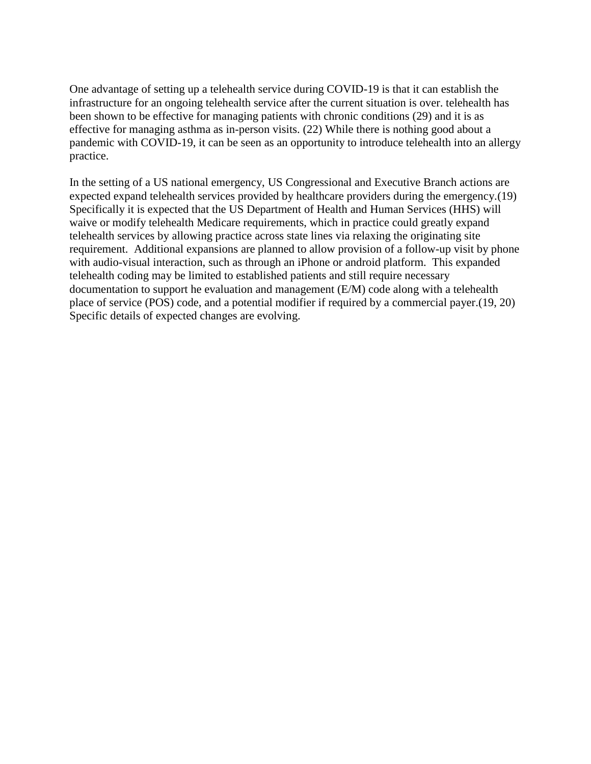One advantage of setting up a telehealth service during COVID-19 is that it can establish the infrastructure for an ongoing telehealth service after the current situation is over. telehealth has been shown to be effective for managing patients with chronic conditions (29) and it is as effective for managing asthma as in-person visits. (22) While there is nothing good about a pandemic with COVID-19, it can be seen as an opportunity to introduce telehealth into an allergy practice.

In the setting of a US national emergency, US Congressional and Executive Branch actions are expected expand telehealth services provided by healthcare providers during the emergency.(19) Specifically it is expected that the US Department of Health and Human Services (HHS) will waive or modify telehealth Medicare requirements, which in practice could greatly expand telehealth services by allowing practice across state lines via relaxing the originating site requirement. Additional expansions are planned to allow provision of a follow-up visit by phone with audio-visual interaction, such as through an iPhone or android platform. This expanded telehealth coding may be limited to established patients and still require necessary documentation to support he evaluation and management (E/M) code along with a telehealth place of service (POS) code, and a potential modifier if required by a commercial payer.(19, 20) Specific details of expected changes are evolving.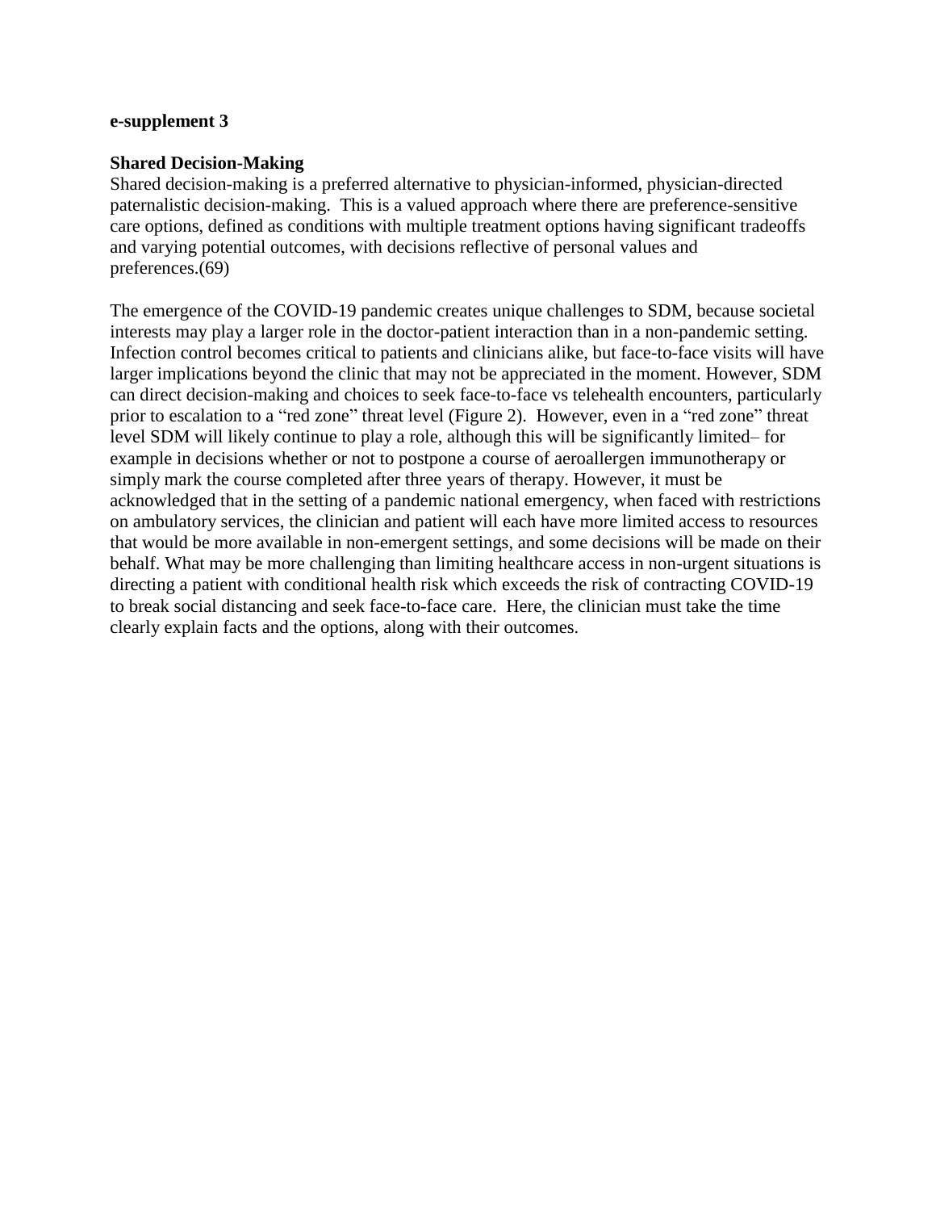**e-supplement 3**

**Shared Decision-Making**

Shared decision-making is a preferred alternative to physician-informed, physician-directed paternalistic decision-making. This is a valued approach where there are preference-sensitive care options, defined as conditions with multiple treatment options having significant tradeoffs and varying potential outcomes, with decisions reflective of personal values and preferences.(69)

The emergence of the COVID-19 pandemic creates unique challenges to SDM, because societal interests may play a larger role in the doctor-patient interaction than in a non-pandemic setting. Infection control becomes critical to patients and clinicians alike, but face-to-face visits will have larger implications beyond the clinic that may not be appreciated in the moment. However, SDM can direct decision-making and choices to seek face-to-face vs telehealth encounters, particularly prior to escalation to a "red zone" threat level (Figure 2). However, even in a "red zone" threat level SDM will likely continue to play a role, although this will be significantly limited– for example in decisions whether or not to postpone a course of aeroallergen immunotherapy or simply mark the course completed after three years of therapy. However, it must be acknowledged that in the setting of a pandemic national emergency, when faced with restrictions on ambulatory services, the clinician and patient will each have more limited access to resources that would be more available in non-emergent settings, and some decisions will be made on their behalf. What may be more challenging than limiting healthcare access in non-urgent situations is directing a patient with conditional health risk which exceeds the risk of contracting COVID-19 to break social distancing and seek face-to-face care. Here, the clinician must take the time clearly explain facts and the options, along with their outcomes.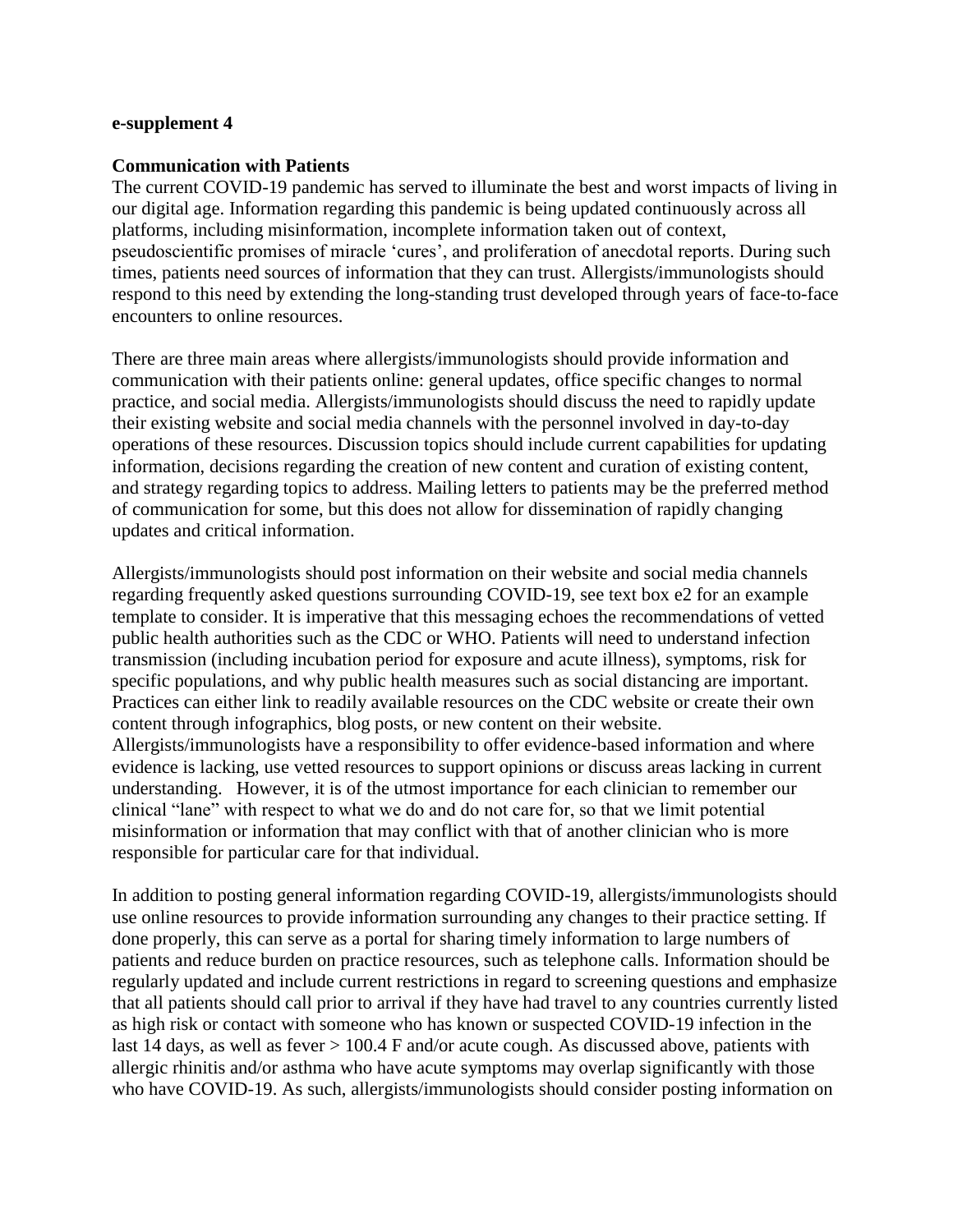**e-supplement 4**

**Communication with Patients**

The current COVID-19 pandemic has served to illuminate the best and worst impacts of living in our digital age. Information regarding this pandemic is being updated continuously across all platforms, including misinformation, incomplete information taken out of context, pseudoscientific promises of miracle 'cures', and proliferation of anecdotal reports. During such times, patients need sources of information that they can trust. Allergists/immunologists should respond to this need by extending the long-standing trust developed through years of face-to-face encounters to online resources.

There are three main areas where allergists/immunologists should provide information and communication with their patients online: general updates, office specific changes to normal practice, and social media. Allergists/immunologists should discuss the need to rapidly update their existing website and social media channels with the personnel involved in day-to-day operations of these resources. Discussion topics should include current capabilities for updating information, decisions regarding the creation of new content and curation of existing content, and strategy regarding topics to address. Mailing letters to patients may be the preferred method of communication for some, but this does not allow for dissemination of rapidly changing updates and critical information.

Allergists/immunologists should post information on their website and social media channels regarding frequently asked questions surrounding COVID-19, see text box e2 for an example template to consider. It is imperative that this messaging echoes the recommendations of vetted public health authorities such as the CDC or WHO. Patients will need to understand infection transmission (including incubation period for exposure and acute illness), symptoms, risk for specific populations, and why public health measures such as social distancing are important. Practices can either link to readily available resources on the CDC website or create their own content through infographics, blog posts, or new content on their website. Allergists/immunologists have a responsibility to offer evidence-based information and where evidence is lacking, use vetted resources to support opinions or discuss areas lacking in current understanding. However, it is of the utmost importance for each clinician to remember our clinical "lane" with respect to what we do and do not care for, so that we limit potential misinformation or information that may conflict with that of another clinician who is more responsible for particular care for that individual.

In addition to posting general information regarding COVID-19, allergists/immunologists should use online resources to provide information surrounding any changes to their practice setting. If done properly, this can serve as a portal for sharing timely information to large numbers of patients and reduce burden on practice resources, such as telephone calls. Information should be regularly updated and include current restrictions in regard to screening questions and emphasize that all patients should call prior to arrival if they have had travel to any countries currently listed as high risk or contact with someone who has known or suspected COVID-19 infection in the last 14 days, as well as fever > 100.4 F and/or acute cough. As discussed above, patients with allergic rhinitis and/or asthma who have acute symptoms may overlap significantly with those who have COVID-19. As such, allergists/immunologists should consider posting information on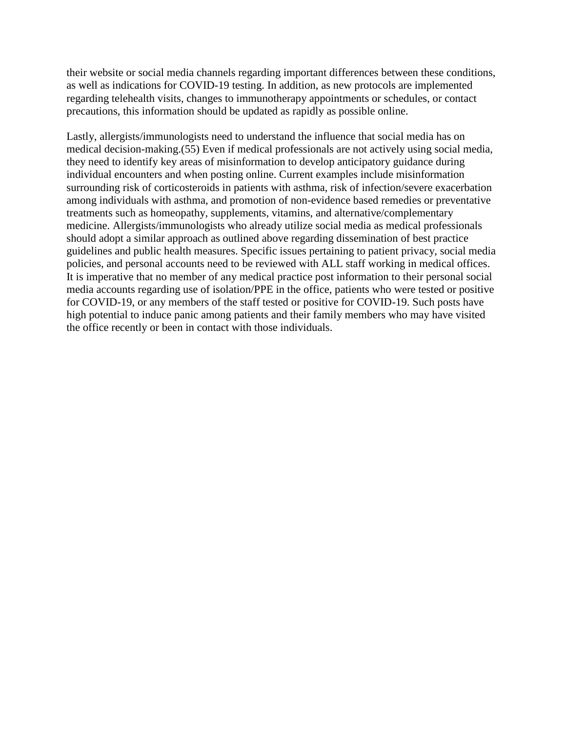their website or social media channels regarding important differences between these conditions, as well as indications for COVID-19 testing. In addition, as new protocols are implemented regarding telehealth visits, changes to immunotherapy appointments or schedules, or contact precautions, this information should be updated as rapidly as possible online.

Lastly, allergists/immunologists need to understand the influence that social media has on medical decision-making.(55) Even if medical professionals are not actively using social media, they need to identify key areas of misinformation to develop anticipatory guidance during individual encounters and when posting online. Current examples include misinformation surrounding risk of corticosteroids in patients with asthma, risk of infection/severe exacerbation among individuals with asthma, and promotion of non-evidence based remedies or preventative treatments such as homeopathy, supplements, vitamins, and alternative/complementary medicine. Allergists/immunologists who already utilize social media as medical professionals should adopt a similar approach as outlined above regarding dissemination of best practice guidelines and public health measures. Specific issues pertaining to patient privacy, social media policies, and personal accounts need to be reviewed with ALL staff working in medical offices. It is imperative that no member of any medical practice post information to their personal social media accounts regarding use of isolation/PPE in the office, patients who were tested or positive for COVID-19, or any members of the staff tested or positive for COVID-19. Such posts have high potential to induce panic among patients and their family members who may have visited the office recently or been in contact with those individuals.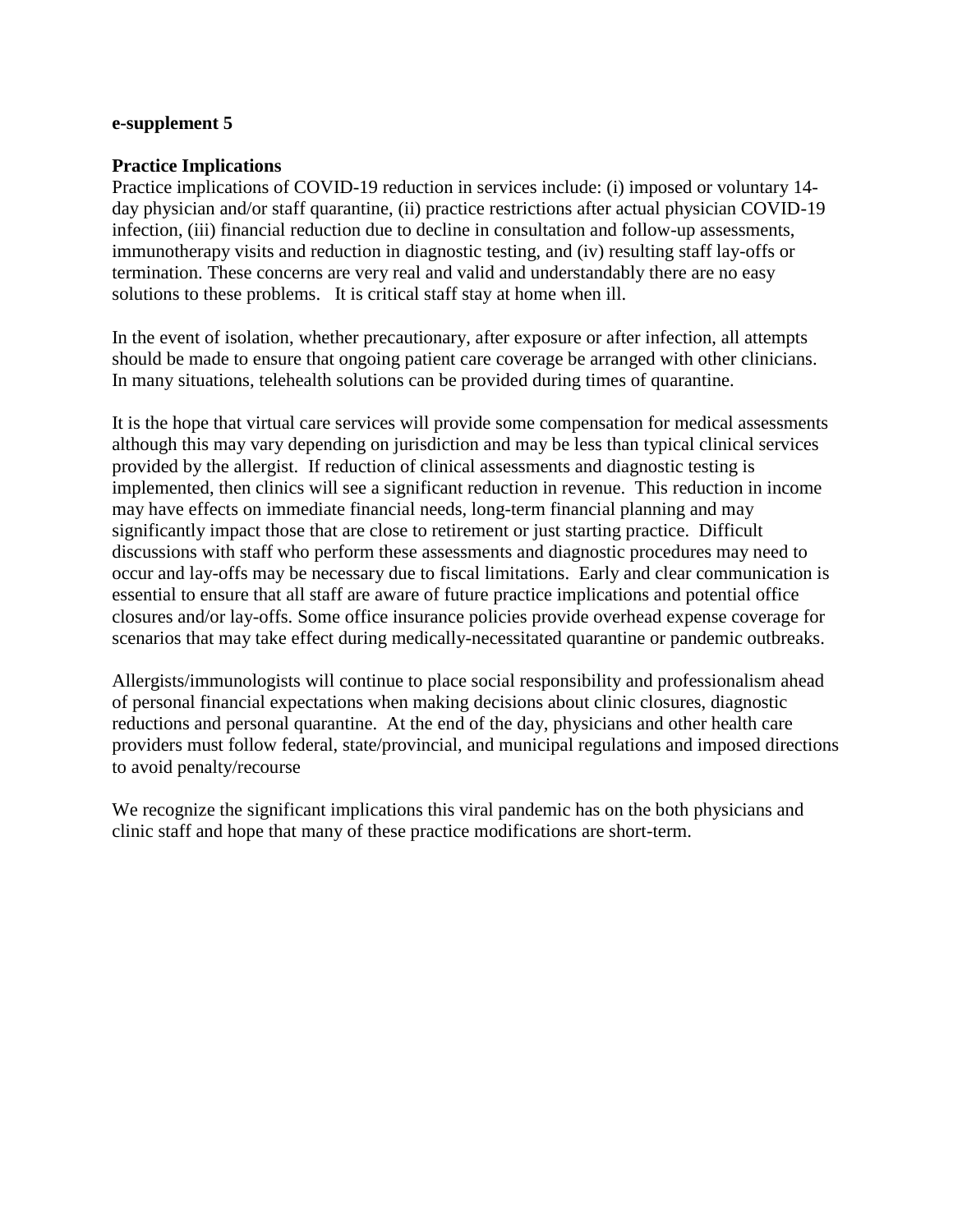**e-supplement 5**

**Practice Implications**

Practice implications of COVID-19 reduction in services include: (i) imposed or voluntary 14-day physician and/or staff quarantine, (ii) practice restrictions after actual physician COVID-19 infection, (iii) financial reduction due to decline in consultation and follow-up assessments, immunotherapy visits and reduction in diagnostic testing, and (iv) resulting staff lay-offs or termination. These concerns are very real and valid and understandably there are no easy solutions to these problems. It is critical staff stay at home when ill.

In the event of isolation, whether precautionary, after exposure or after infection, all attempts should be made to ensure that ongoing patient care coverage be arranged with other clinicians. In many situations, telehealth solutions can be provided during times of quarantine.

It is the hope that virtual care services will provide some compensation for medical assessments although this may vary depending on jurisdiction and may be less than typical clinical services provided by the allergist. If reduction of clinical assessments and diagnostic testing is implemented, then clinics will see a significant reduction in revenue. This reduction in income may have effects on immediate financial needs, long-term financial planning and may significantly impact those that are close to retirement or just starting practice. Difficult discussions with staff who perform these assessments and diagnostic procedures may need to occur and lay-offs may be necessary due to fiscal limitations. Early and clear communication is essential to ensure that all staff are aware of future practice implications and potential office closures and/or lay-offs. Some office insurance policies provide overhead expense coverage for scenarios that may take effect during medically-necessitated quarantine or pandemic outbreaks.

Allergists/immunologists will continue to place social responsibility and professionalism ahead of personal financial expectations when making decisions about clinic closures, diagnostic reductions and personal quarantine. At the end of the day, physicians and other health care providers must follow federal, state/provincial, and municipal regulations and imposed directions to avoid penalty/recourse

We recognize the significant implications this viral pandemic has on the both physicians and clinic staff and hope that many of these practice modifications are short-term.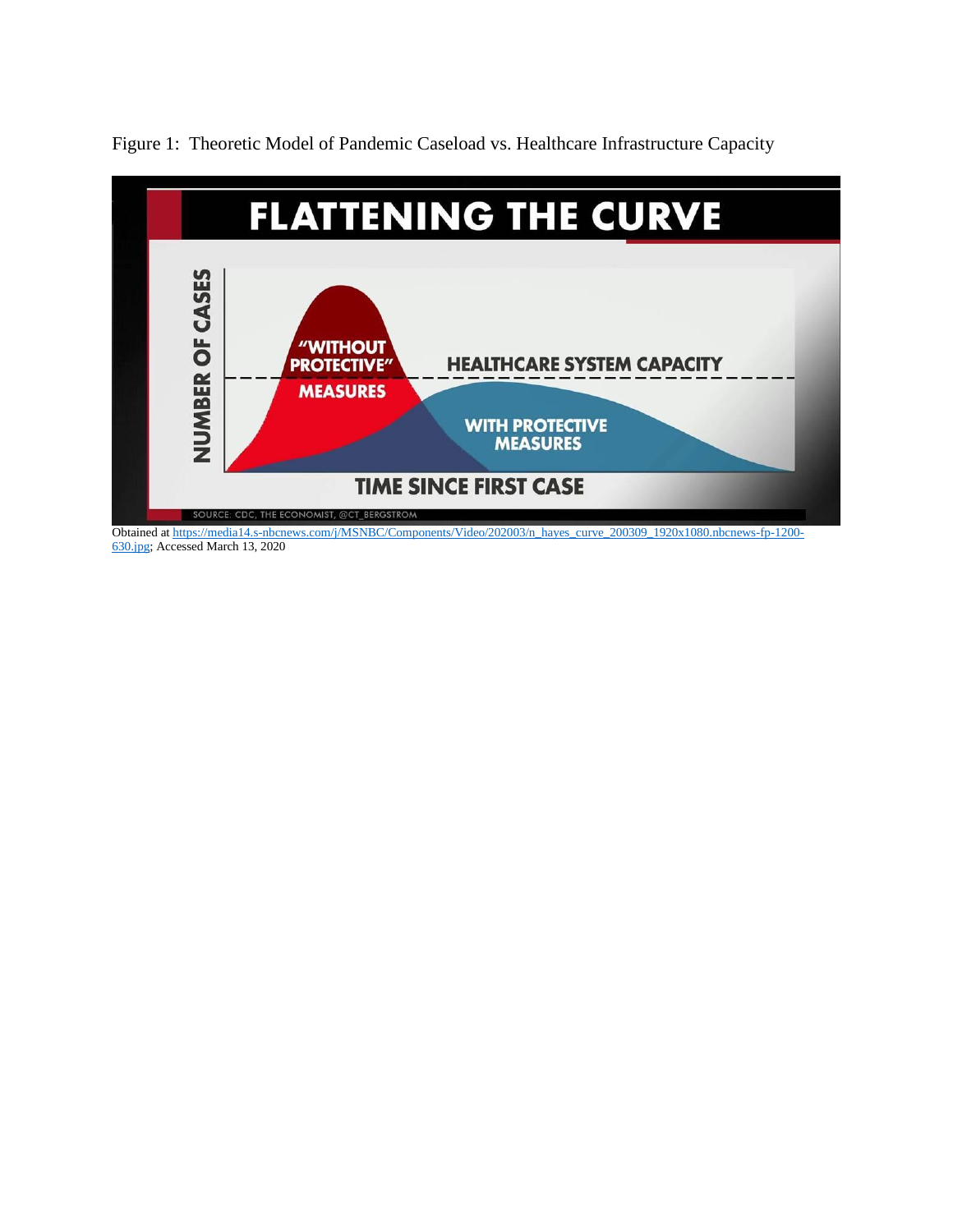Figure 1: Theoretic Model of Pandemic Caseload vs. Healthcare Infrastructure Capacity

Obtained at https://media14.s-nbcnews.com/j/MSNBC/Components/Video/202003/n_hayes_curve_200309_1920x1080.nbcnews-fp-1200-630.jpg; Accessed March 13, 2020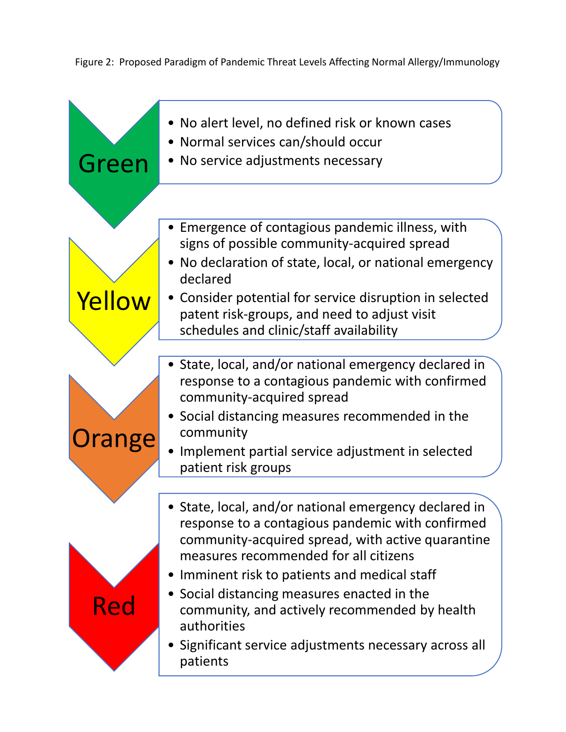Figure 2: Proposed Paradigm of Pandemic Threat Levels Affecting Normal Allergy/Immunology

**Green**

- No alert level, no defined risk or known cases
- Normal services can/should occur
- No service adjustments necessary

**Yellow**

- Emergence of contagious pandemic illness, with signs of possible community-acquired spread
- No declaration of state, local, or national emergency declared
- Consider potential for service disruption in selected patent risk-groups, and need to adjust visit schedules and clinic/staff availability

**Orange**

- State, local, and/or national emergency declared in response to a contagious pandemic with confirmed community-acquired spread
- Social distancing measures recommended in the community
- Implement partial service adjustment in selected patient risk groups

**Red**

- State, local, and/or national emergency declared in response to a contagious pandemic with confirmed community-acquired spread, with active quarantine measures recommended for all citizens
- Imminent risk to patients and medical staff
- Social distancing measures enacted in the community, and actively recommended by health authorities
- Significant service adjustments necessary across all patients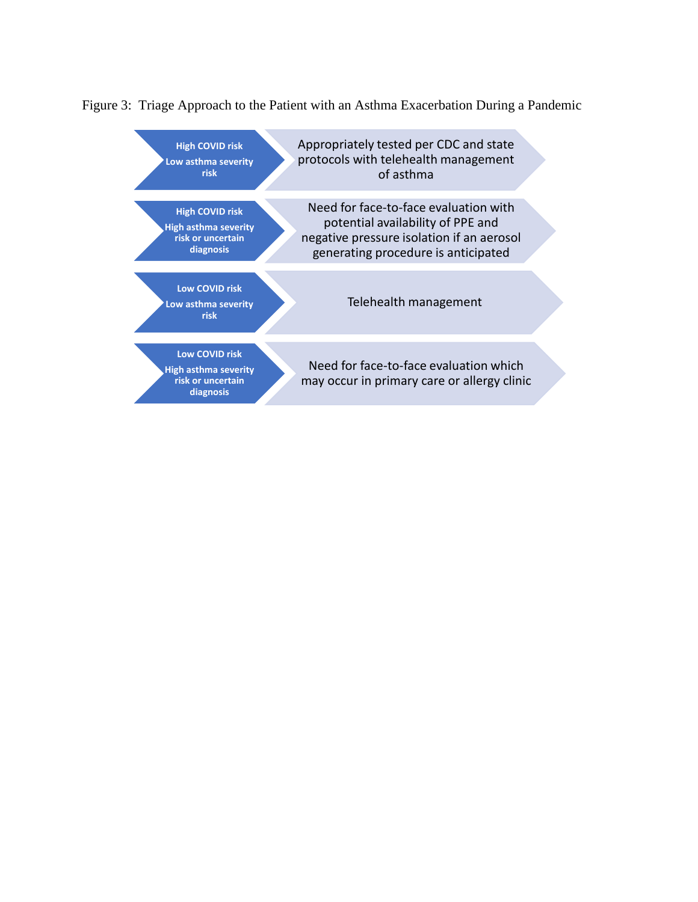Figure 3: Triage Approach to the Patient with an Asthma Exacerbation During a Pandemic

High COVID risk
Low asthma severity risk

Appropriately tested per CDC and state protocols with telehealth management of asthma

High COVID risk
High asthma severity risk or uncertain diagnosis

Need for face-to-face evaluation with potential availability of PPE and negative pressure isolation if an aerosol generating procedure is anticipated

Low COVID risk
Low asthma severity risk

Telehealth management

Low COVID risk
High asthma severity risk or uncertain diagnosis

Need for face-to-face evaluation which may occur in primary care or allergy clinic